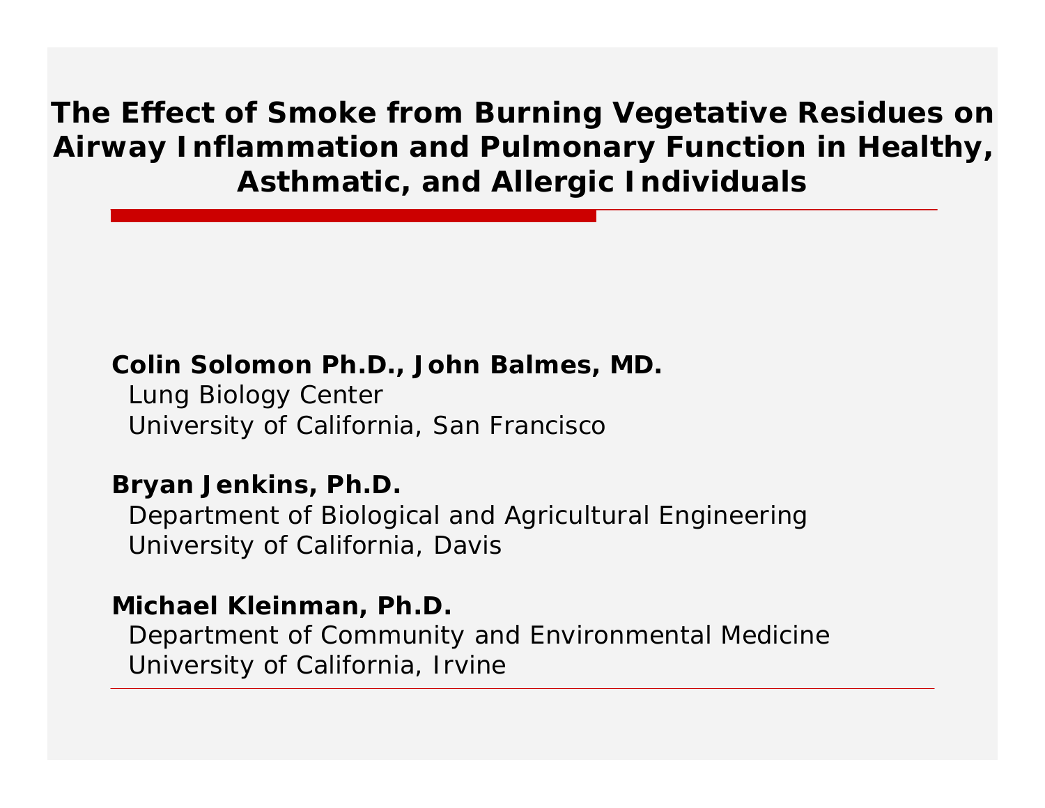# The Effect of Smoke from Burning Vegetative Residues on Airway Inflammation and Pulmonary Function in Healthy, Asthmatic, and Allergic Individuals

**Colin Solomon Ph.D., John Balmes, MD.**
Lung Biology Center
University of California, San Francisco

**Bryan Jenkins, Ph.D.**
Department of Biological and Agricultural Engineering
University of California, Davis

**Michael Kleinman, Ph.D.**
Department of Community and Environmental Medicine
University of California, Irvine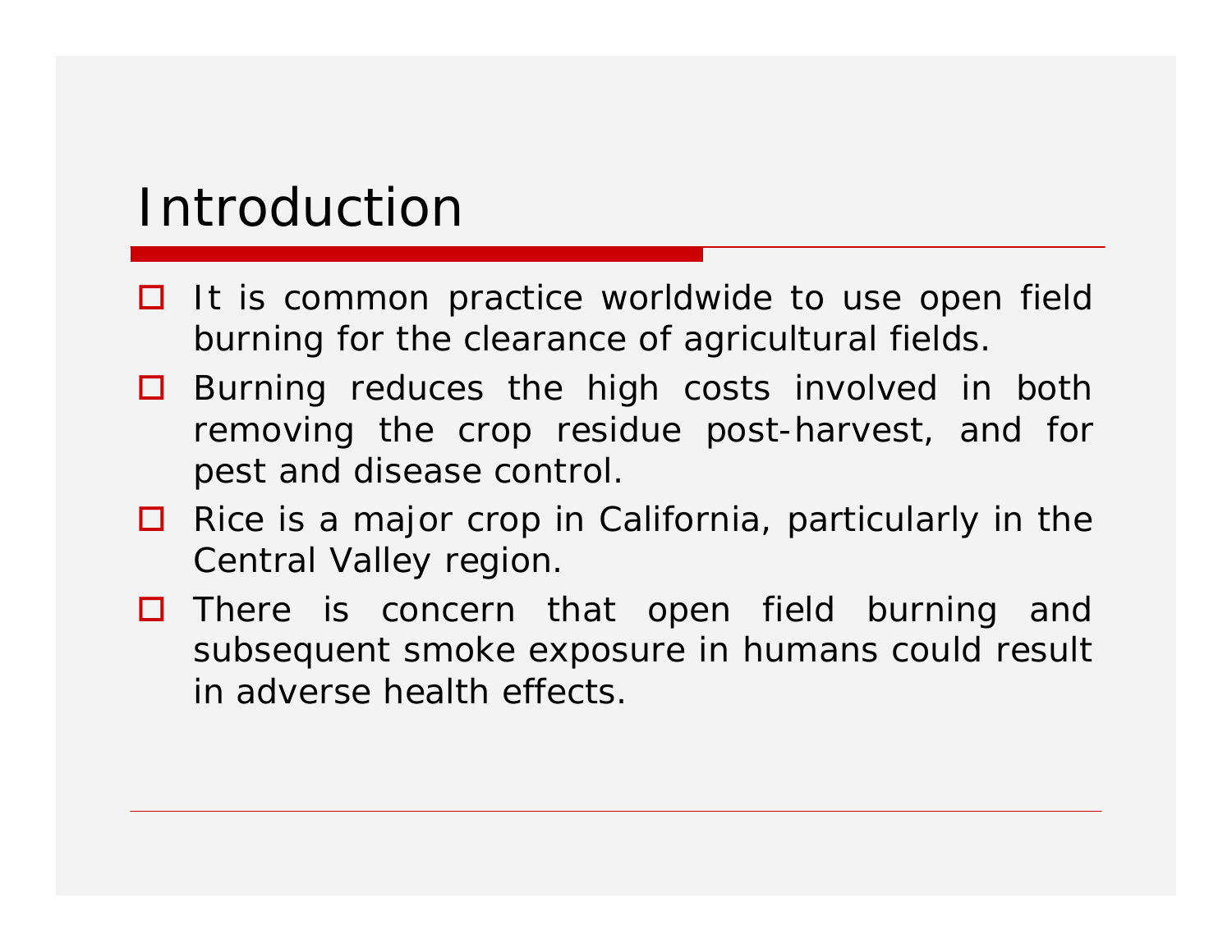# Introduction

- It is common practice worldwide to use open field burning for the clearance of agricultural fields.
- Burning reduces the high costs involved in both removing the crop residue post-harvest, and for pest and disease control.
- Rice is a major crop in California, particularly in the Central Valley region.
- There is concern that open field burning and subsequent smoke exposure in humans could result in adverse health effects.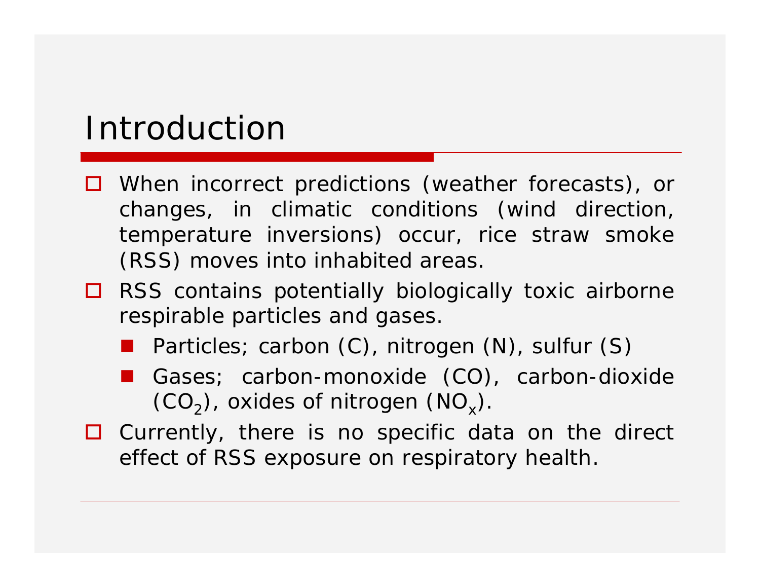# Introduction

- When incorrect predictions (weather forecasts), or changes, in climatic conditions (wind direction, temperature inversions) occur, rice straw smoke (RSS) moves into inhabited areas.
- RSS contains potentially biologically toxic airborne respirable particles and gases.
  - Particles; carbon (C), nitrogen (N), sulfur (S)
  - Gases; carbon-monoxide (CO), carbon-dioxide ($CO_2$), oxides of nitrogen ($NO_x$).
- Currently, there is no specific data on the direct effect of RSS exposure on respiratory health.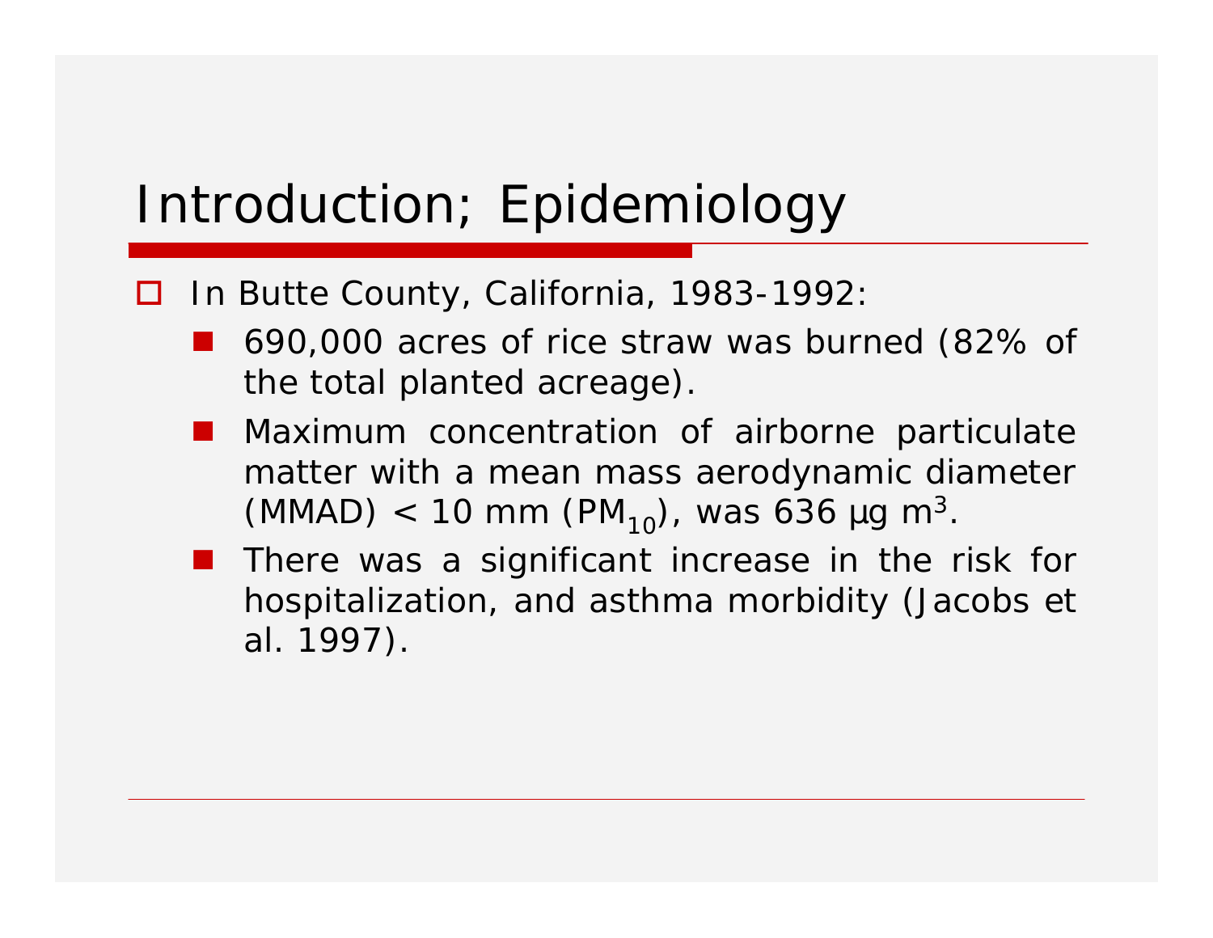# Introduction; Epidemiology

- In Butte County, California, 1983-1992:
  - 690,000 acres of rice straw was burned (82% of the total planted acreage).
  - Maximum concentration of airborne particulate matter with a mean mass aerodynamic diameter (MMAD) < 10 mm ($PM_{10}$), was 636 µg $m^3$.
  - There was a significant increase in the risk for hospitalization, and asthma morbidity (Jacobs et al. 1997).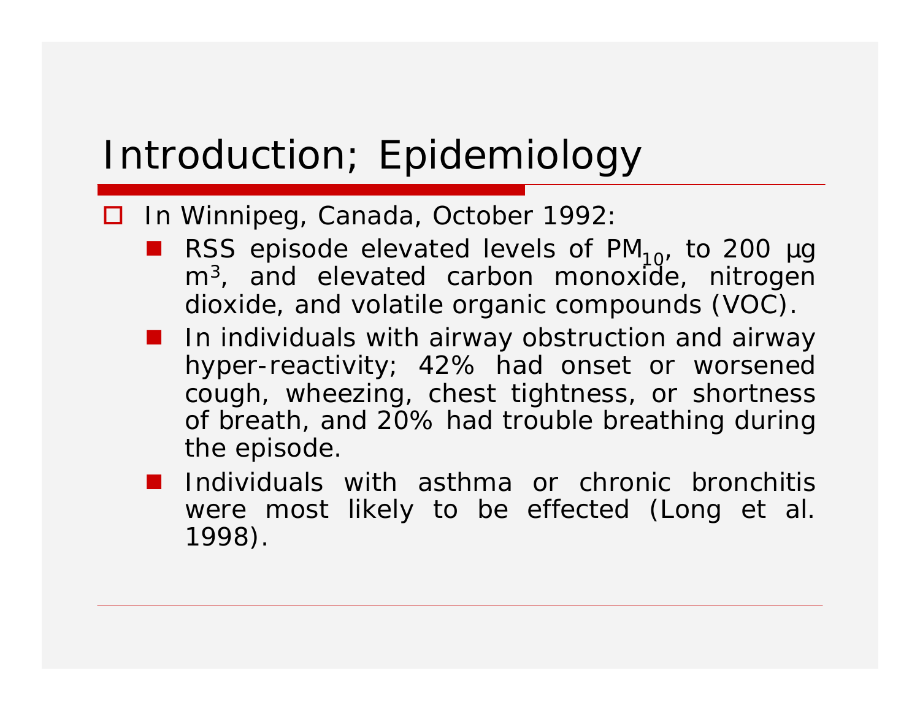# Introduction; Epidemiology

- In Winnipeg, Canada, October 1992:
  - RSS episode elevated levels of $PM_{10}$, to 200 µg $m^3$, and elevated carbon monoxide, nitrogen dioxide, and volatile organic compounds (VOC).
  - In individuals with airway obstruction and airway hyper-reactivity; 42% had onset or worsened cough, wheezing, chest tightness, or shortness of breath, and 20% had trouble breathing during the episode.
  - Individuals with asthma or chronic bronchitis were most likely to be effected (Long et al. 1998).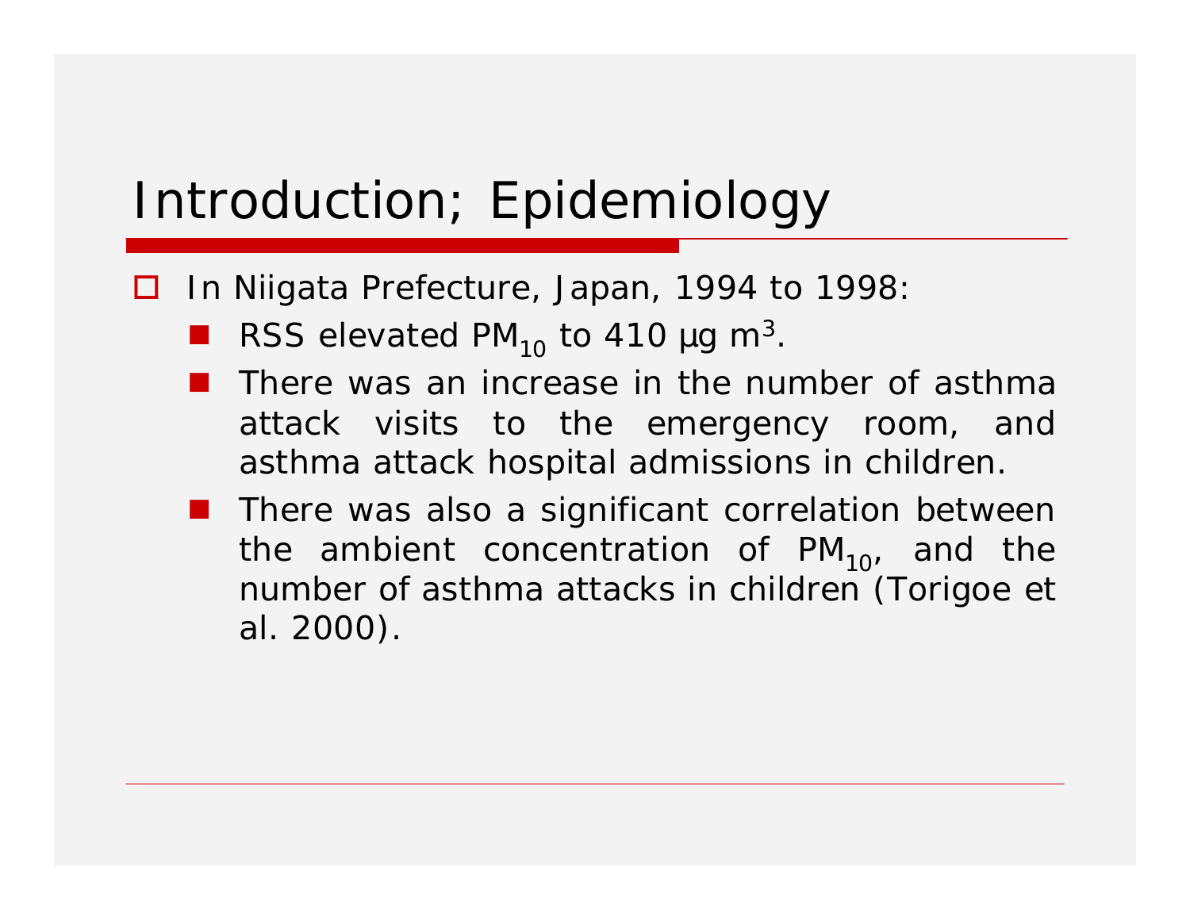# Introduction; Epidemiology

- In Niigata Prefecture, Japan, 1994 to 1998:
  - RSS elevated $PM_{10}$ to 410 µg $m^3$.
  - There was an increase in the number of asthma attack visits to the emergency room, and asthma attack hospital admissions in children.
  - There was also a significant correlation between the ambient concentration of $PM_{10}$, and the number of asthma attacks in children (Torigoe et al. 2000).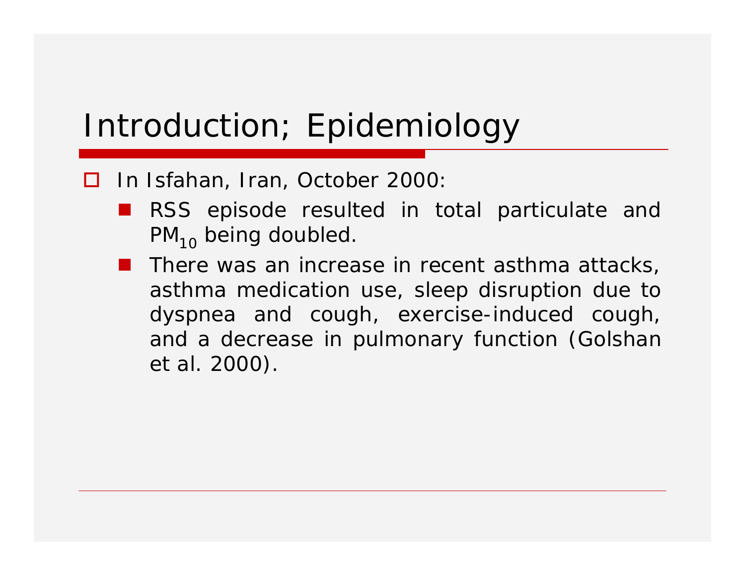# Introduction; Epidemiology

- In Isfahan, Iran, October 2000:
  - RSS episode resulted in total particulate and $PM_{10}$ being doubled.
  - There was an increase in recent asthma attacks, asthma medication use, sleep disruption due to dyspnea and cough, exercise-induced cough, and a decrease in pulmonary function (Golshan et al. 2000).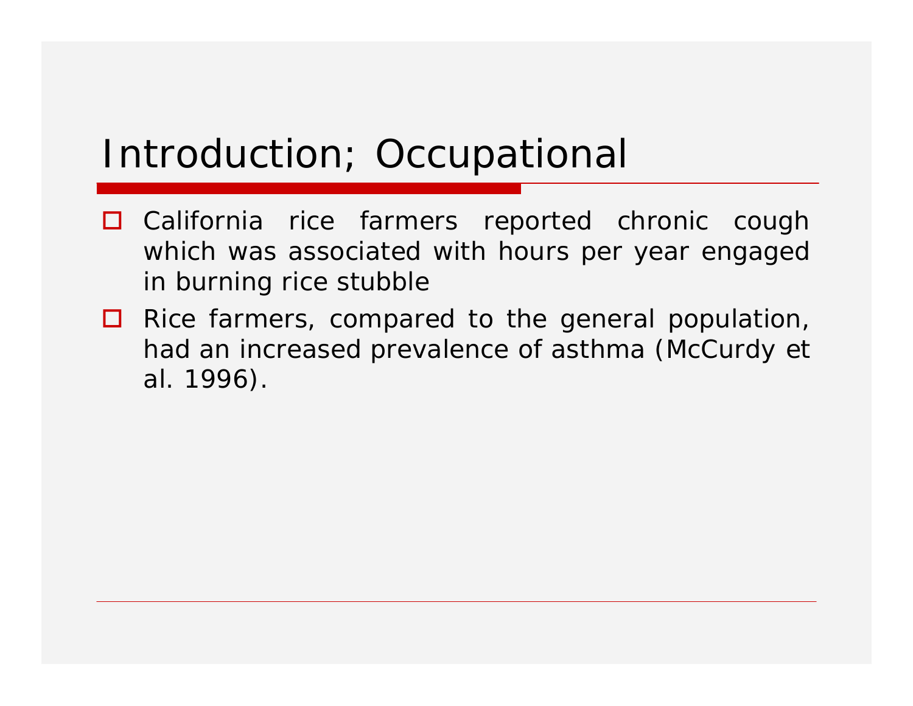# Introduction; Occupational

- California rice farmers reported chronic cough which was associated with hours per year engaged in burning rice stubble
- Rice farmers, compared to the general population, had an increased prevalence of asthma (McCurdy et al. 1996).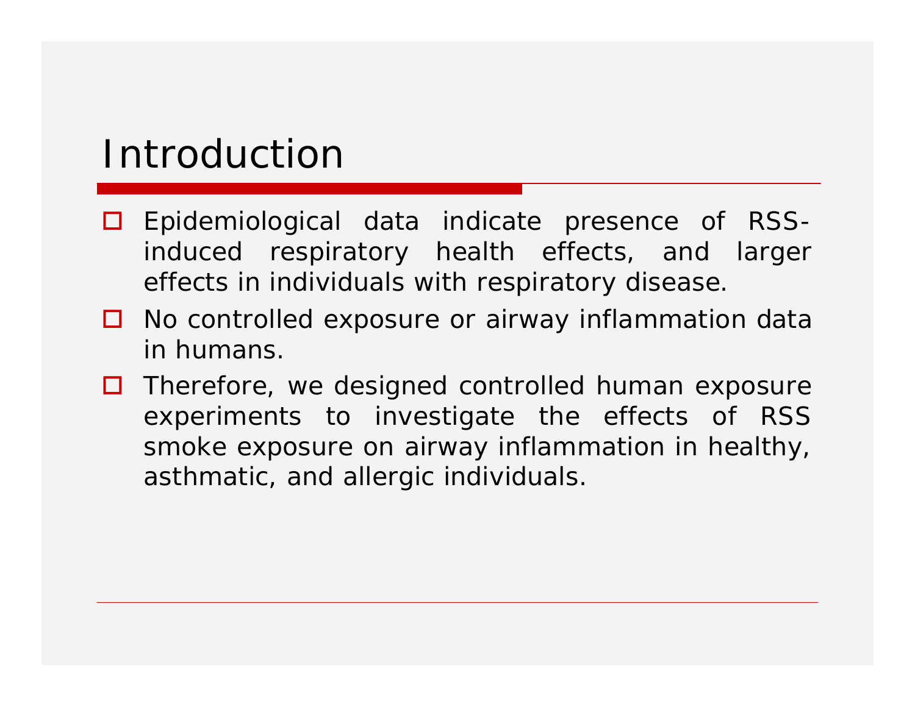# Introduction

- Epidemiological data indicate presence of RSS-induced respiratory health effects, and larger effects in individuals with respiratory disease.
- No controlled exposure or airway inflammation data in humans.
- Therefore, we designed controlled human exposure experiments to investigate the effects of RSS smoke exposure on airway inflammation in healthy, asthmatic, and allergic individuals.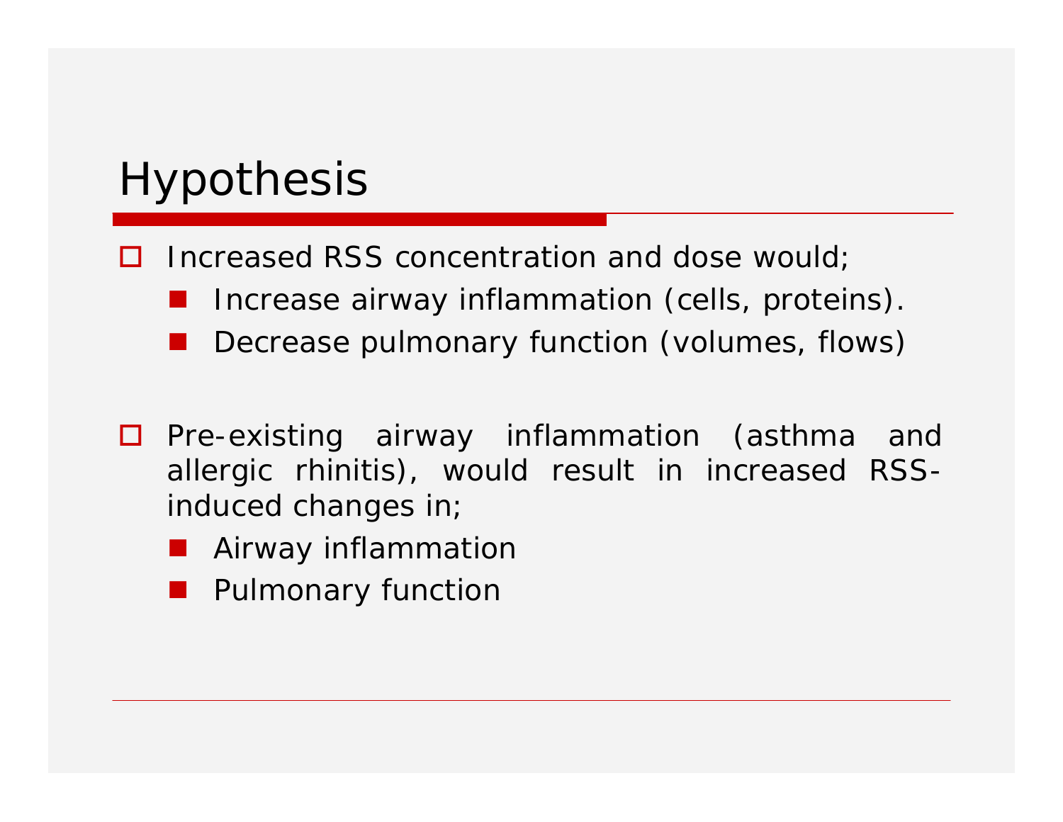# Hypothesis

- Increased RSS concentration and dose would;
  - Increase airway inflammation (cells, proteins).
  - Decrease pulmonary function (volumes, flows)

- Pre-existing airway inflammation (asthma and allergic rhinitis), would result in increased RSS-induced changes in;
  - Airway inflammation
  - Pulmonary function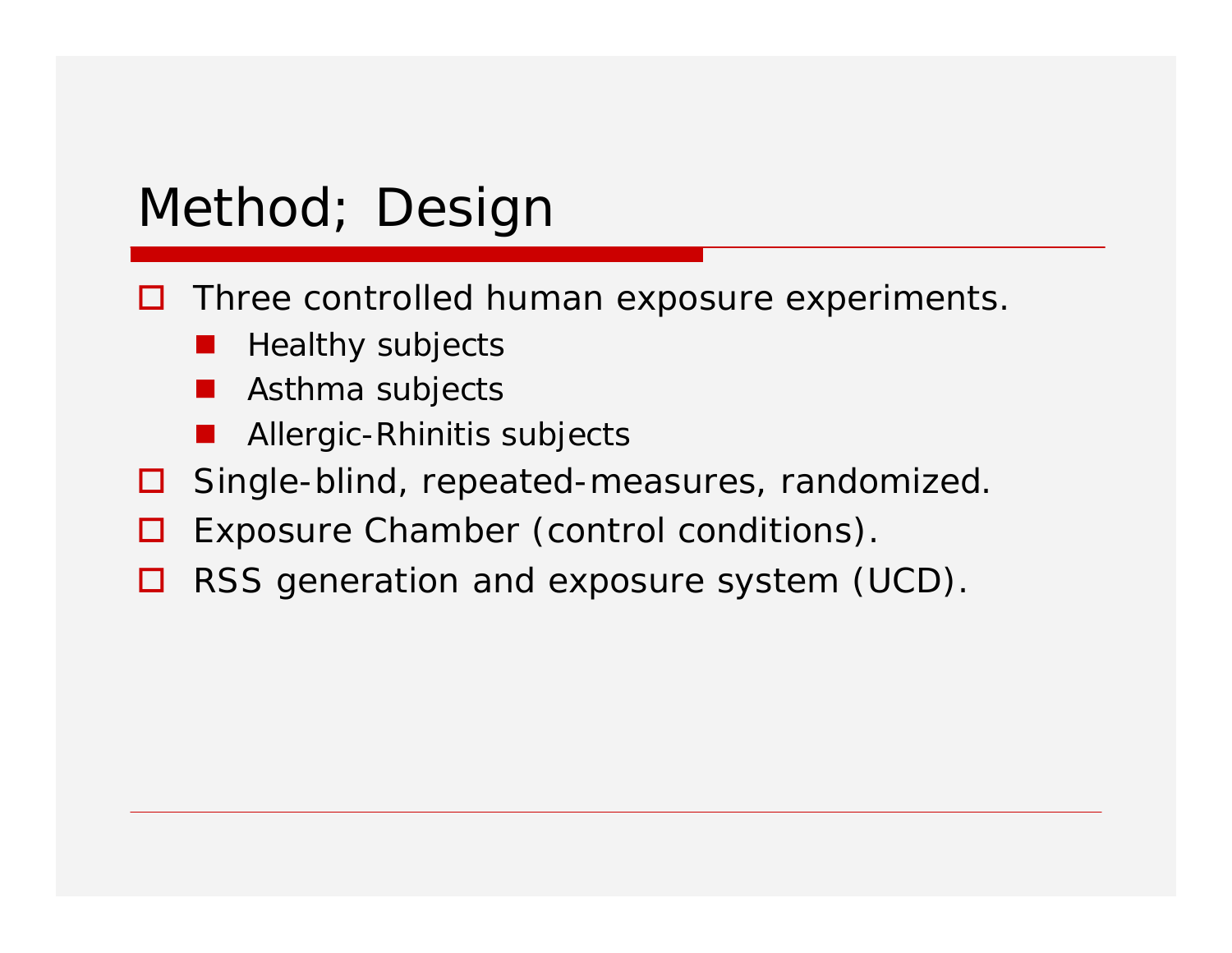# Method; Design

- Three controlled human exposure experiments.
  - Healthy subjects
  - Asthma subjects
  - Allergic-Rhinitis subjects
- Single-blind, repeated-measures, randomized.
- Exposure Chamber (control conditions).
- RSS generation and exposure system (UCD).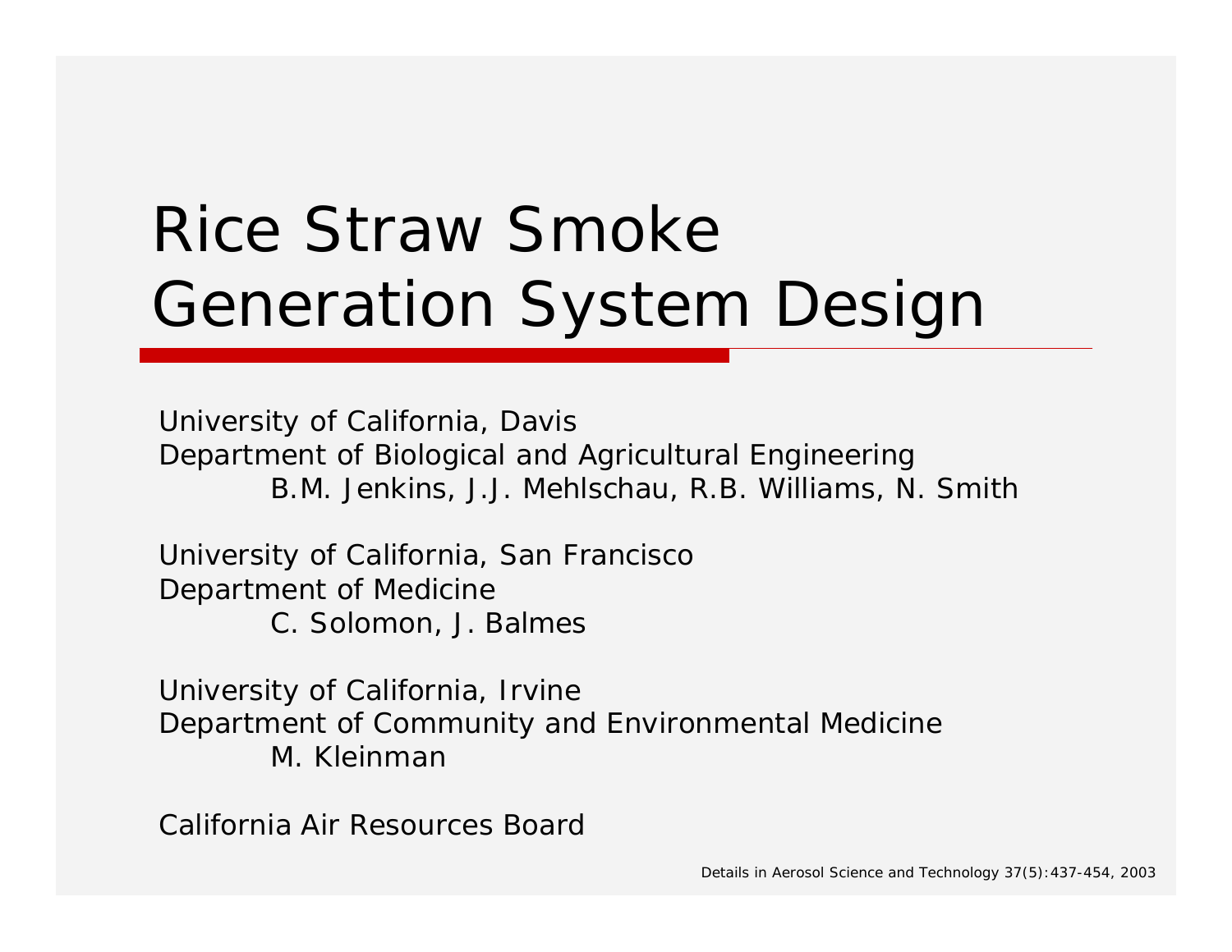# Rice Straw Smoke Generation System Design

University of California, Davis
Department of Biological and Agricultural Engineering
B.M. Jenkins, J.J. Mehlschau, R.B. Williams, N. Smith

University of California, San Francisco
Department of Medicine
C. Solomon, J. Balmes

University of California, Irvine
Department of Community and Environmental Medicine
M. Kleinman

California Air Resources Board

Details in Aerosol Science and Technology 37(5):437-454, 2003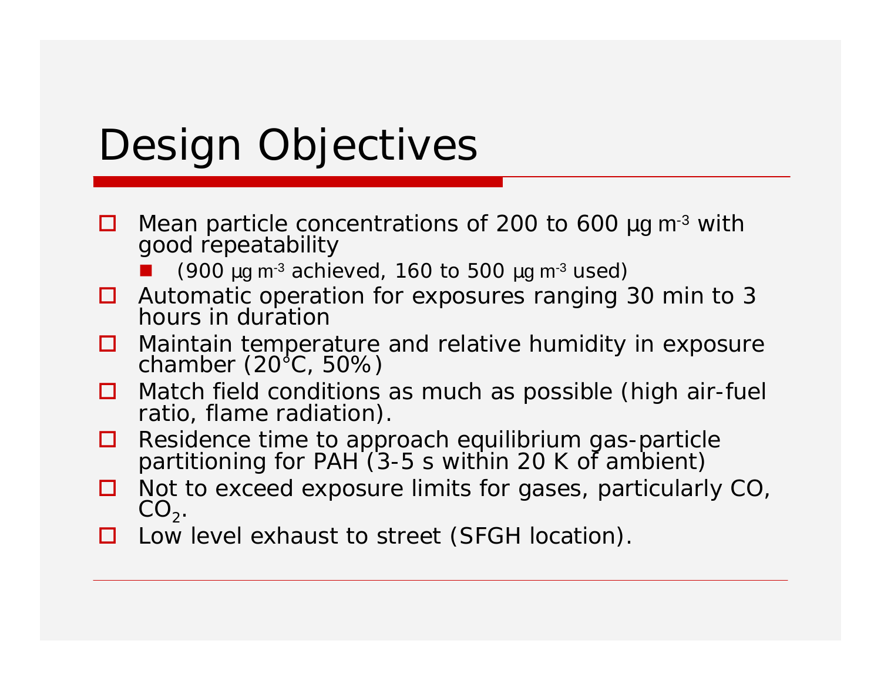# Design Objectives

- Mean particle concentrations of 200 to 600 µg $m^{-3}$ with good repeatability
  - (900 µg $m^{-3}$ achieved, 160 to 500 µg $m^{-3}$ used)
- Automatic operation for exposures ranging 30 min to 3 hours in duration
- Maintain temperature and relative humidity in exposure chamber (20°C, 50%)
- Match field conditions as much as possible (high air-fuel ratio, flame radiation).
- Residence time to approach equilibrium gas-particle partitioning for PAH (3-5 s within 20 K of ambient)
- Not to exceed exposure limits for gases, particularly CO, $CO_2$.
- Low level exhaust to street (SFGH location).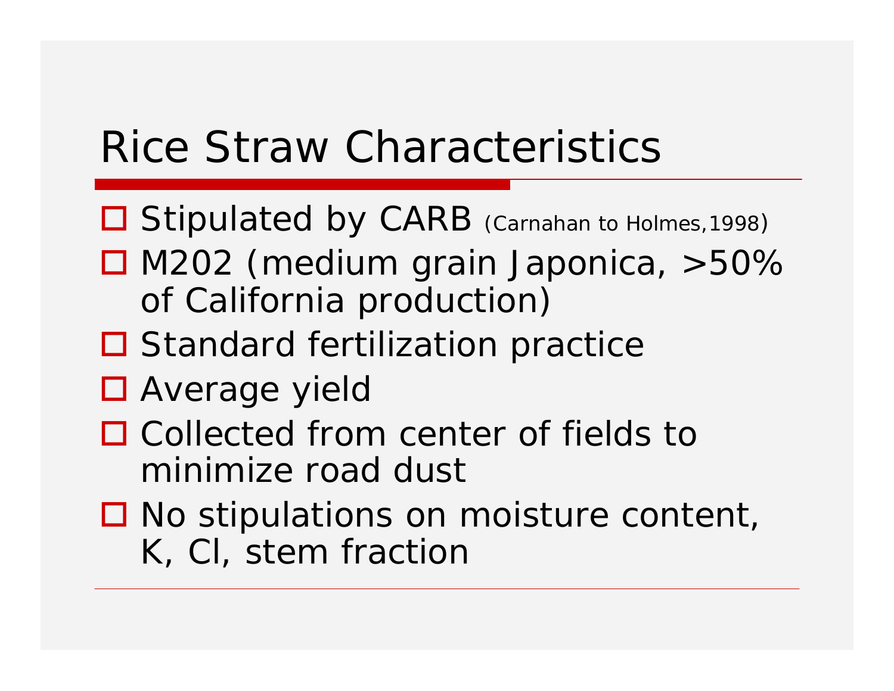# Rice Straw Characteristics

- Stipulated by CARB (Carnahan to Holmes,1998)
- M202 (medium grain Japonica, >50% of California production)
- Standard fertilization practice
- Average yield
- Collected from center of fields to minimize road dust
- No stipulations on moisture content, K, Cl, stem fraction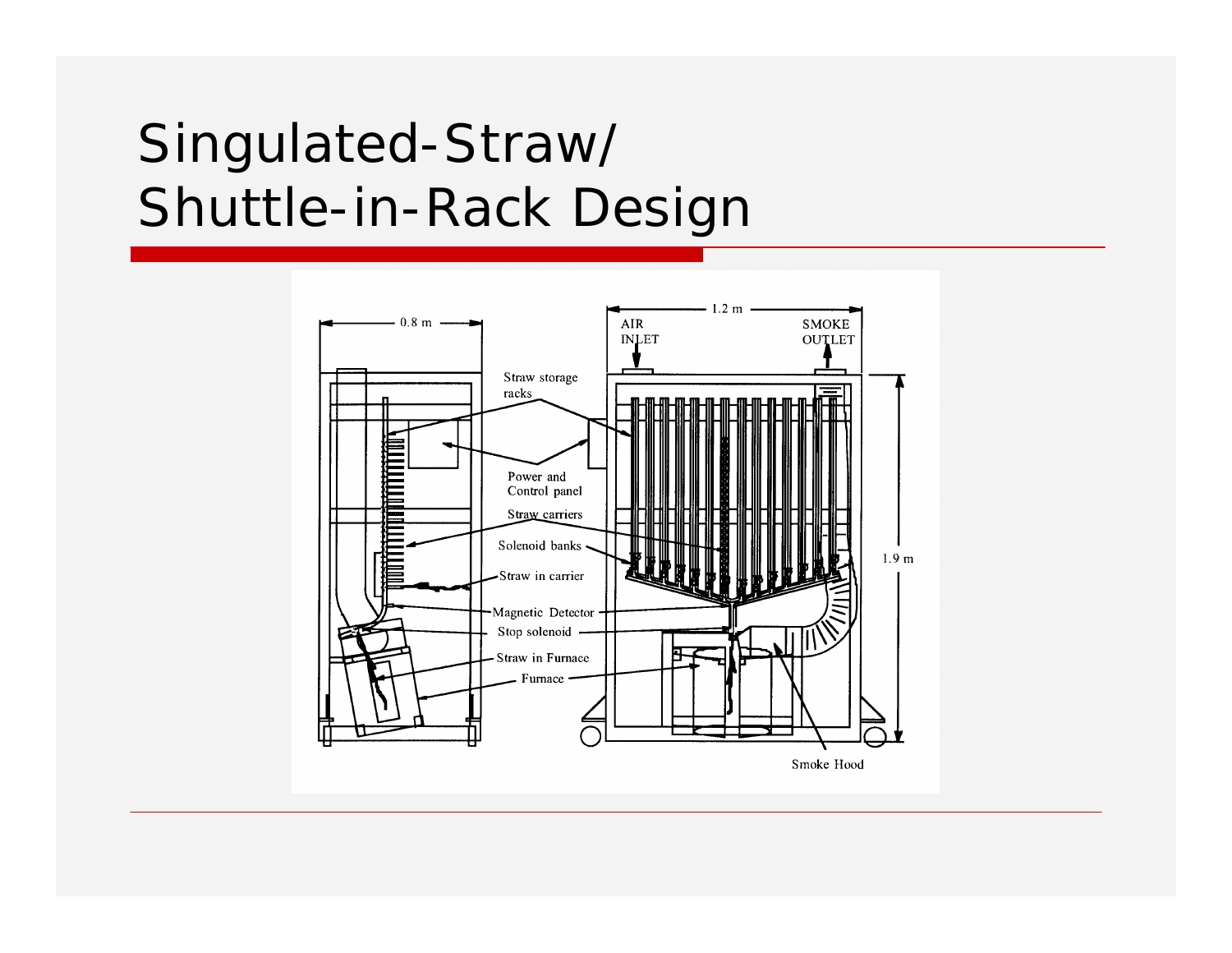# Singulated-Straw/ Shuttle-in-Rack Design

0.8 m

1.2 m

AIR INLET

SMOKE OUTLET

1.9 m

Straw storage racks

Power and Control panel

Straw carriers

Solenoid banks

Straw in carrier

Magnetic Detector

Stop solenoid

Straw in Furnace

Furnace

Smoke Hood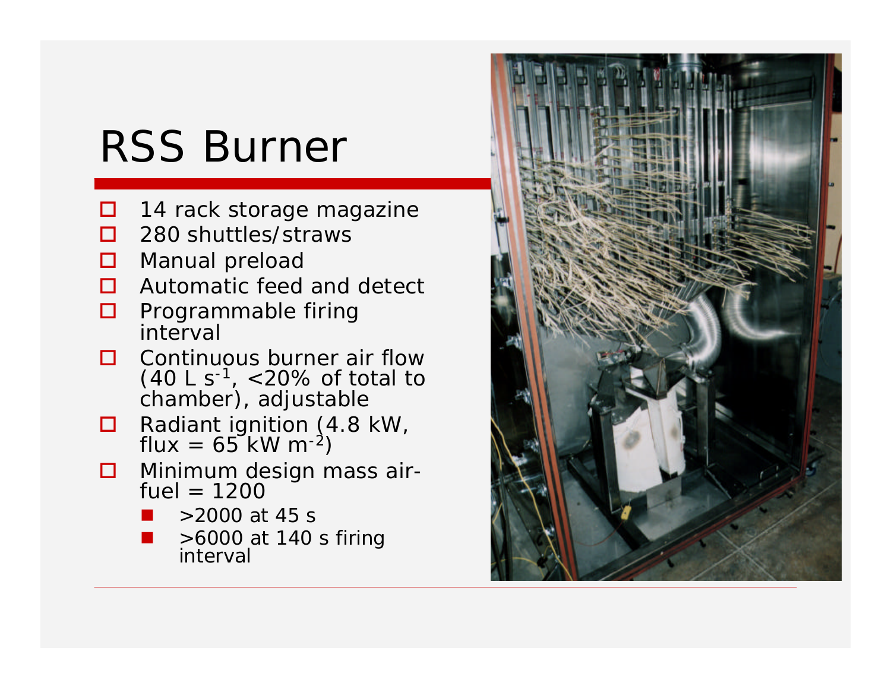# RSS Burner

- 14 rack storage magazine
- 280 shuttles/straws
- Manual preload
- Automatic feed and detect
- Programmable firing interval
- Continuous burner air flow (40 L $s^{-1}$, <20% of total to chamber), adjustable
- Radiant ignition (4.8 kW, flux = 65 kW $m^{-2}$)
- Minimum design mass air-fuel = 1200
  - >2000 at 45 s
  - >6000 at 140 s firing interval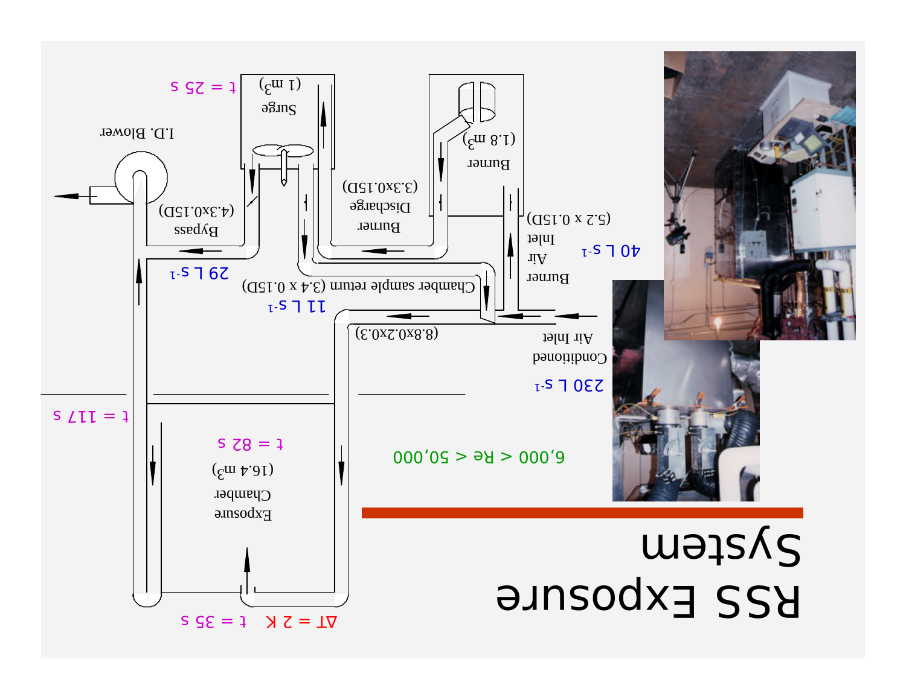# RSS Exposure System

6,000 < Re < 50,000

- I.D. Blower
- Surge (1 m³) — t = 25 s
- Burner (1.8 m³)
- Bypass (4.3x0.15D) — 29 L s⁻¹
- Burner Discharge (3.3x0.15D)
- Burner Air Inlet (5.2 x 0.15D) — 40 L s⁻¹
- Chamber sample return (3.4 x 0.15D) — 11 L s⁻¹
- Conditioned Air Inlet (8.8x0.2x0.3) — 230 L s⁻¹
- Exposure Chamber (16.4 m³) — t = 82 s
- t = 117 s
- t = 35 s
- ΔT = 2 K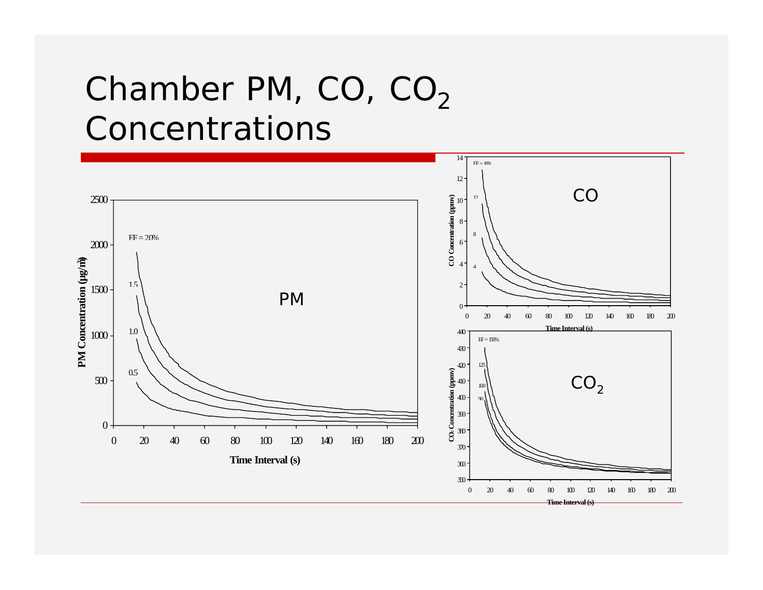# Chamber PM, CO, $CO_2$ Concentrations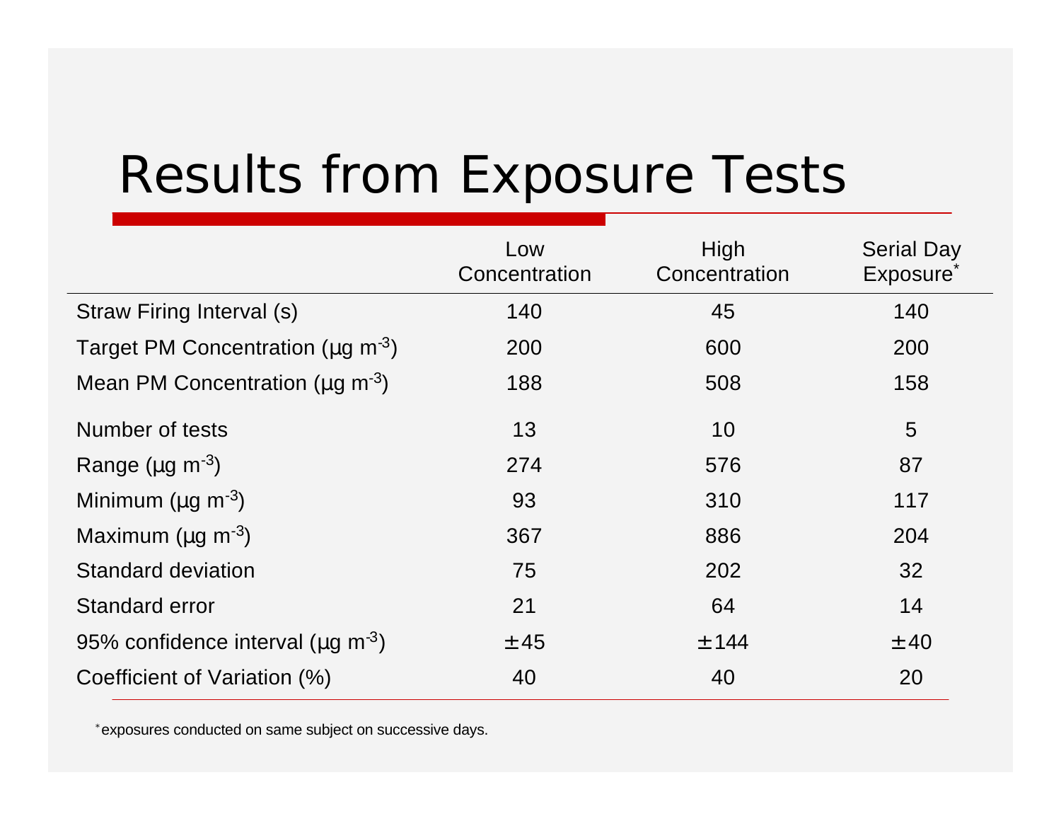# Results from Exposure Tests

| | Low Concentration | High Concentration | Serial Day Exposure* |
|---|---|---|---|
| Straw Firing Interval (s) | 140 | 45 | 140 |
| Target PM Concentration (µg $m^{-3}$) | 200 | 600 | 200 |
| Mean PM Concentration (µg $m^{-3}$) | 188 | 508 | 158 |
| Number of tests | 13 | 10 | 5 |
| Range (µg $m^{-3}$) | 274 | 576 | 87 |
| Minimum (µg $m^{-3}$) | 93 | 310 | 117 |
| Maximum (µg $m^{-3}$) | 367 | 886 | 204 |
| Standard deviation | 75 | 202 | 32 |
| Standard error | 21 | 64 | 14 |
| 95% confidence interval (µg $m^{-3}$) | ±45 | ±144 | ±40 |
| Coefficient of Variation (%) | 40 | 40 | 20 |

*exposures conducted on same subject on successive days.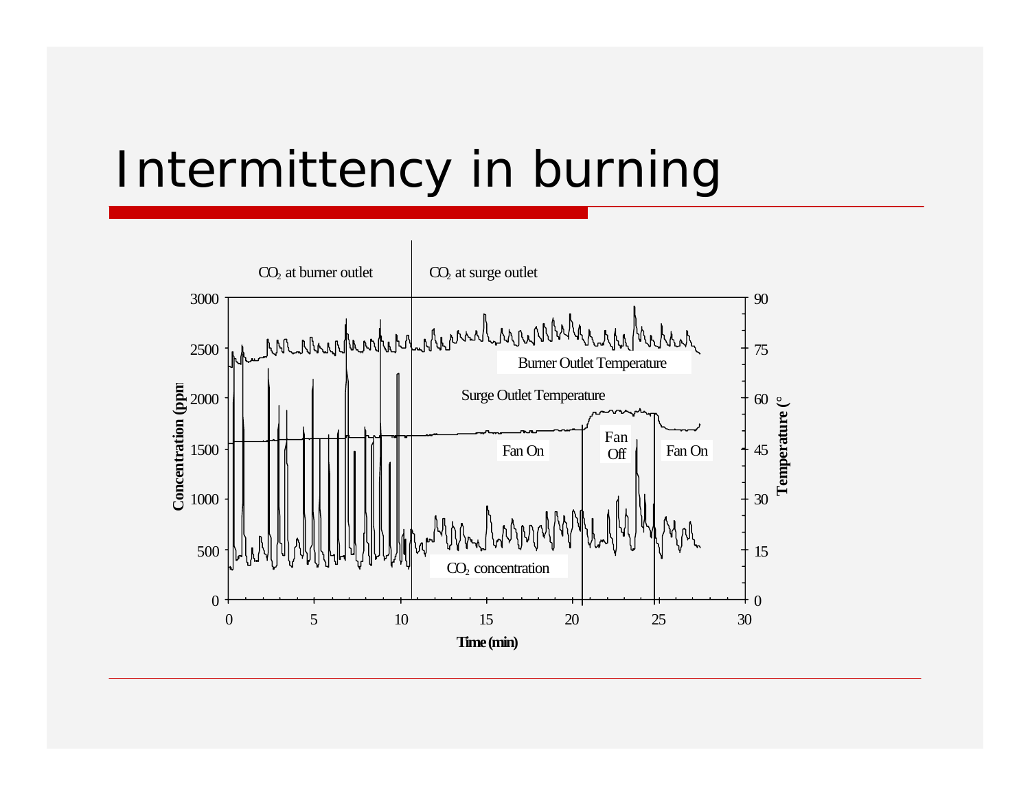# Intermittency in burning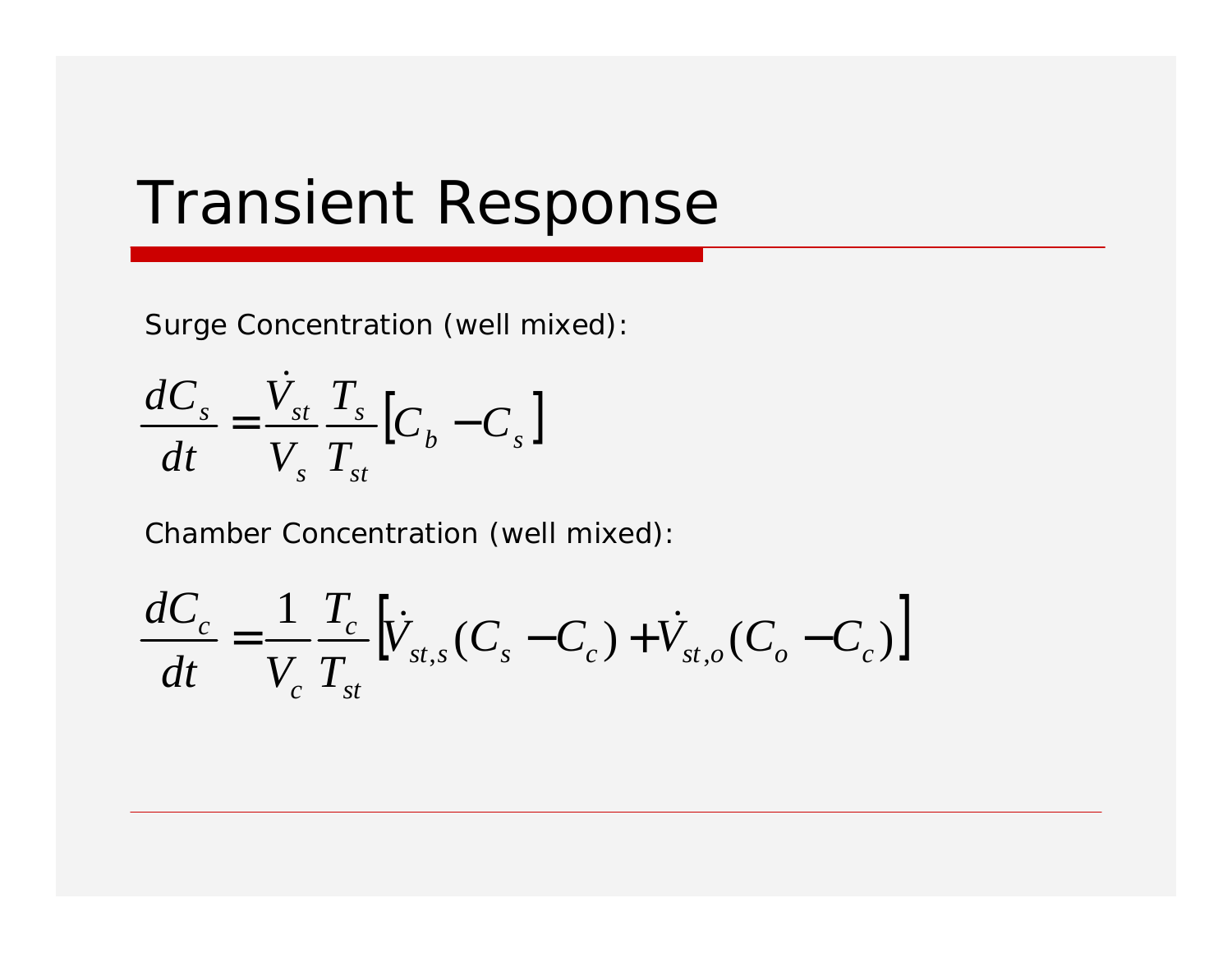# Transient Response

Surge Concentration (well mixed):

$$\frac{dC_s}{dt} = \frac{\dot{V}_{st}}{V_s} \frac{T_s}{T_{st}} \left[ C_b - C_s \right]$$

Chamber Concentration (well mixed):

$$\frac{dC_c}{dt} = \frac{1}{V_c} \frac{T_c}{T_{st}} \left[ \dot{V}_{st,s} (C_s - C_c) + \dot{V}_{st,o} (C_o - C_c) \right]$$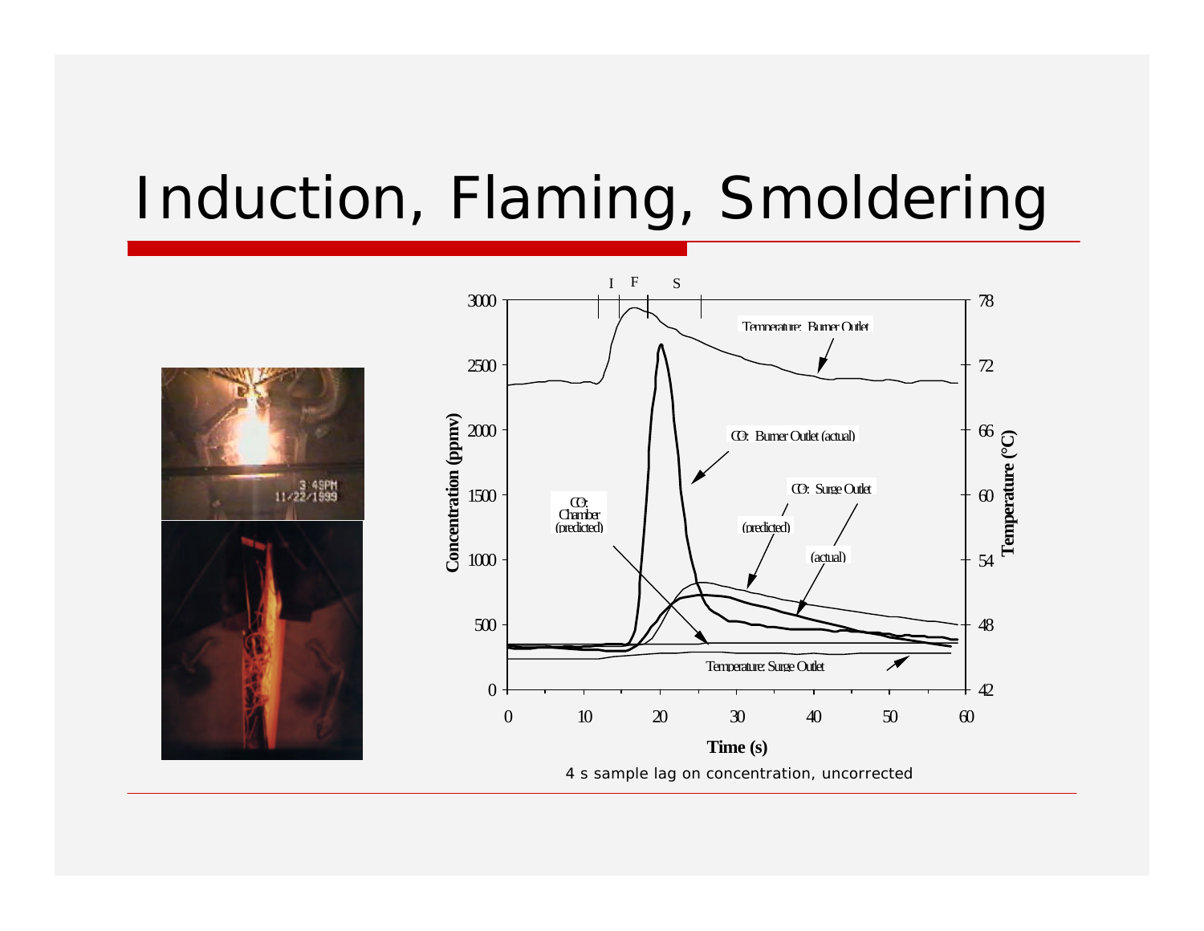# Induction, Flaming, Smoldering

4 s sample lag on concentration, uncorrected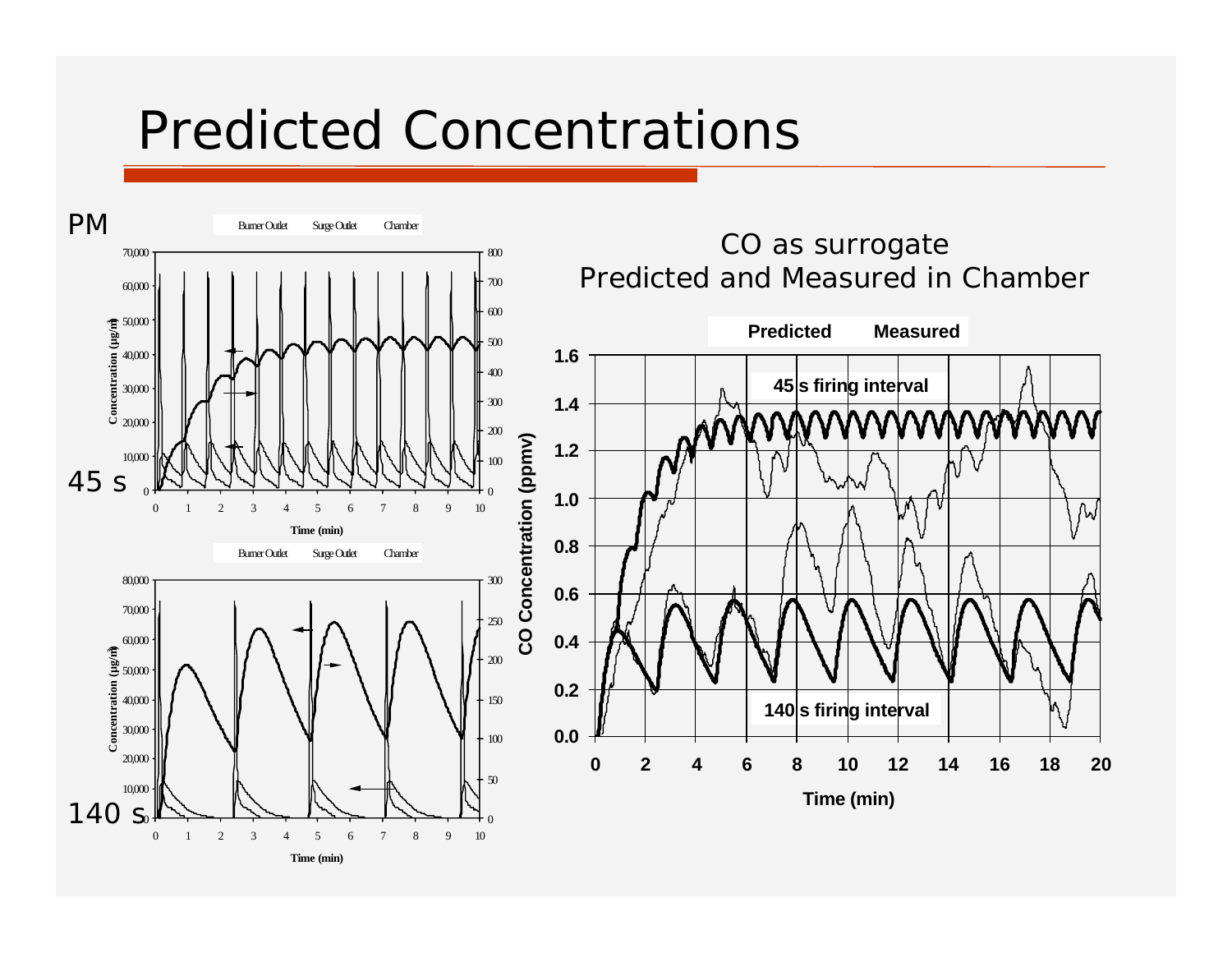# Predicted Concentrations

PM

Burner Outlet   Surge Outlet   Chamber

45 s

Concentration (µg/m³)

Time (min)

Burner Outlet   Surge Outlet   Chamber

140 s

Concentration (µg/m³)

Time (min)

CO as surrogate
Predicted and Measured in Chamber

**Predicted**   **Measured**

**45 s firing interval**

**140 s firing interval**

**CO Concentration (ppmv)**

**Time (min)**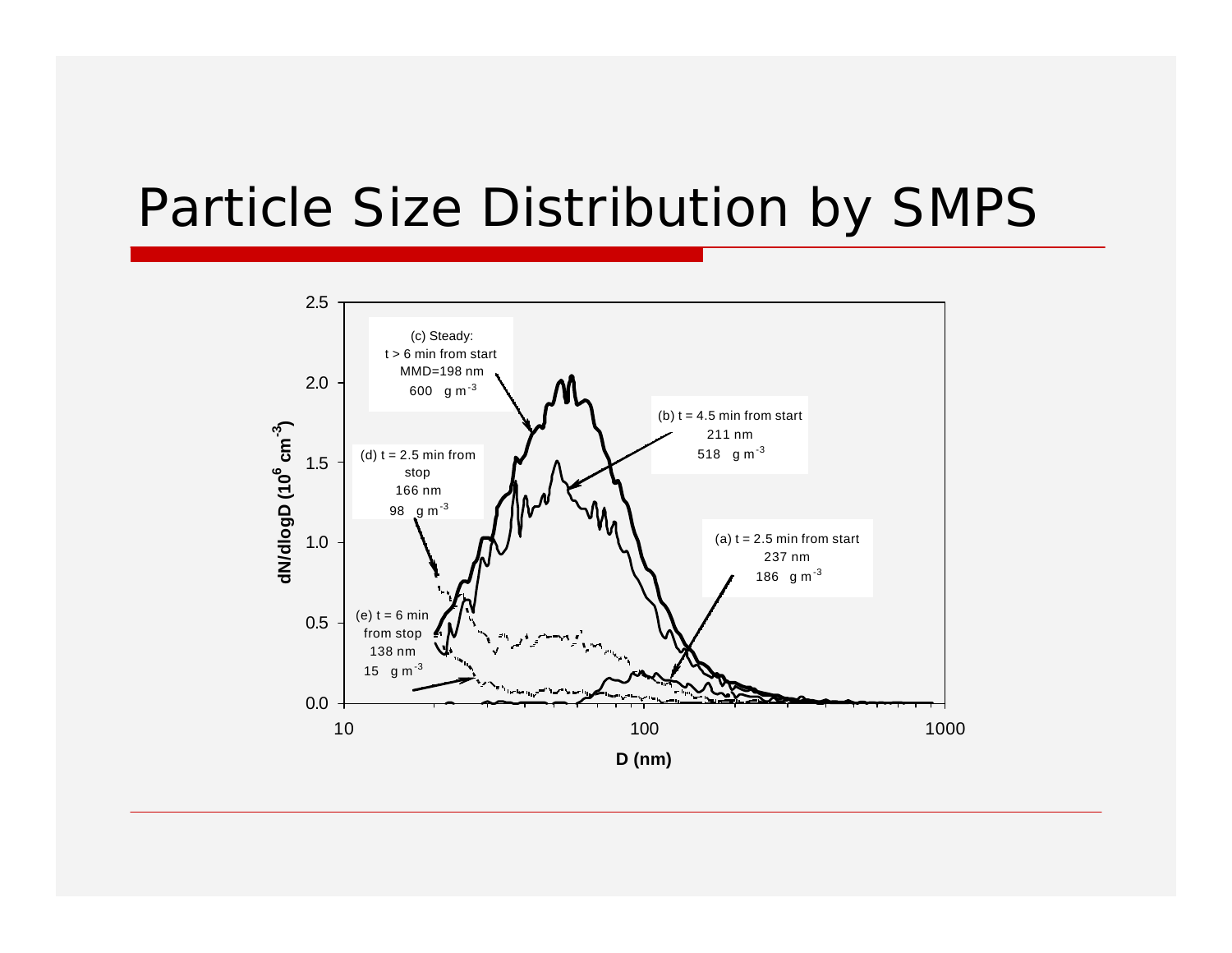# Particle Size Distribution by SMPS

(c) Steady:
t > 6 min from start
MMD=198 nm
600 g m$^{-3}$

(b) t = 4.5 min from start
211 nm
518 g m$^{-3}$

(d) t = 2.5 min from stop
166 nm
98 g m$^{-3}$

(a) t = 2.5 min from start
237 nm
186 g m$^{-3}$

(e) t = 6 min from stop
138 nm
15 g m$^{-3}$

dN/dlogD ($10^6$ cm$^{-3}$)

D (nm)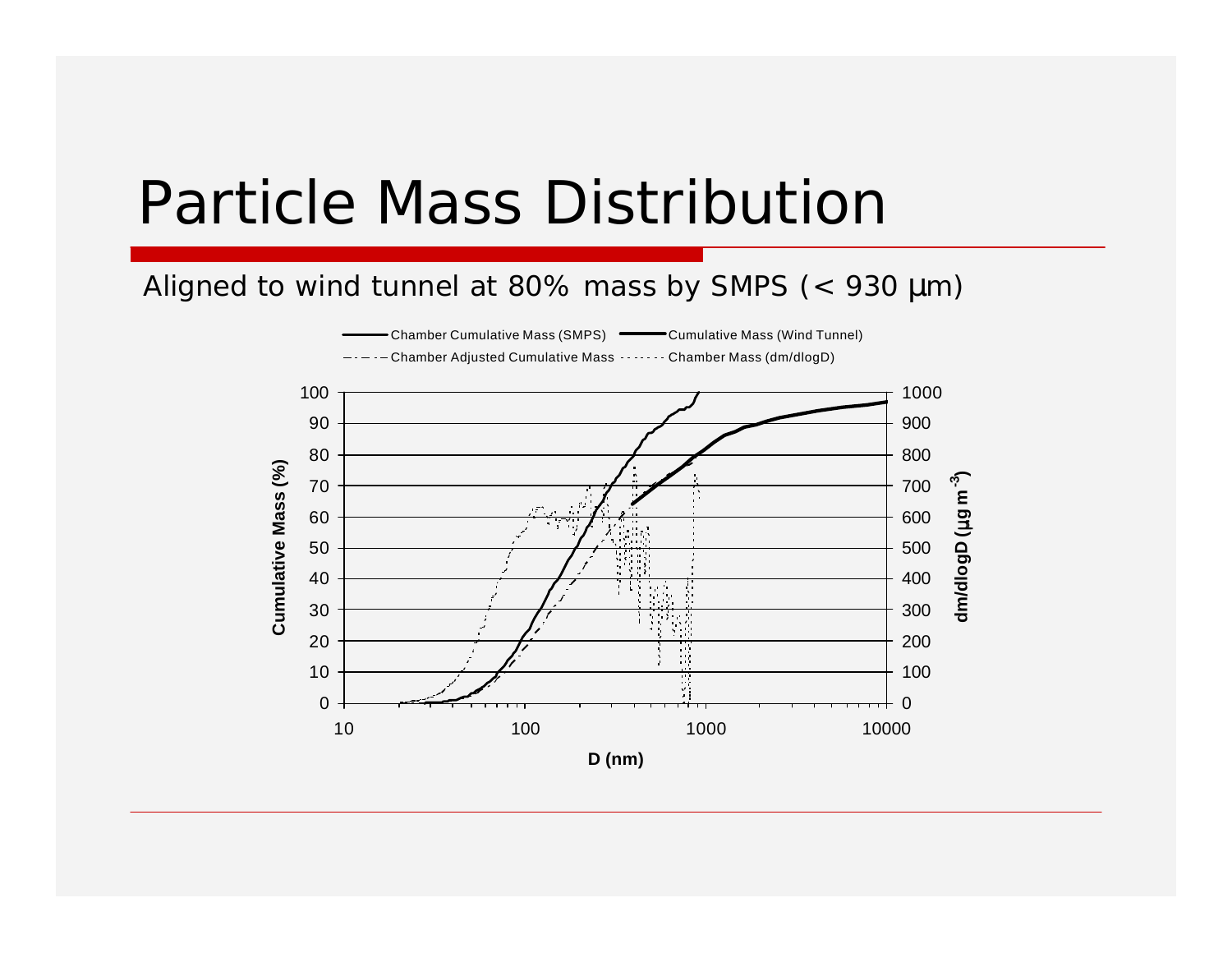# Particle Mass Distribution

Aligned to wind tunnel at 80% mass by SMPS (< 930 µm)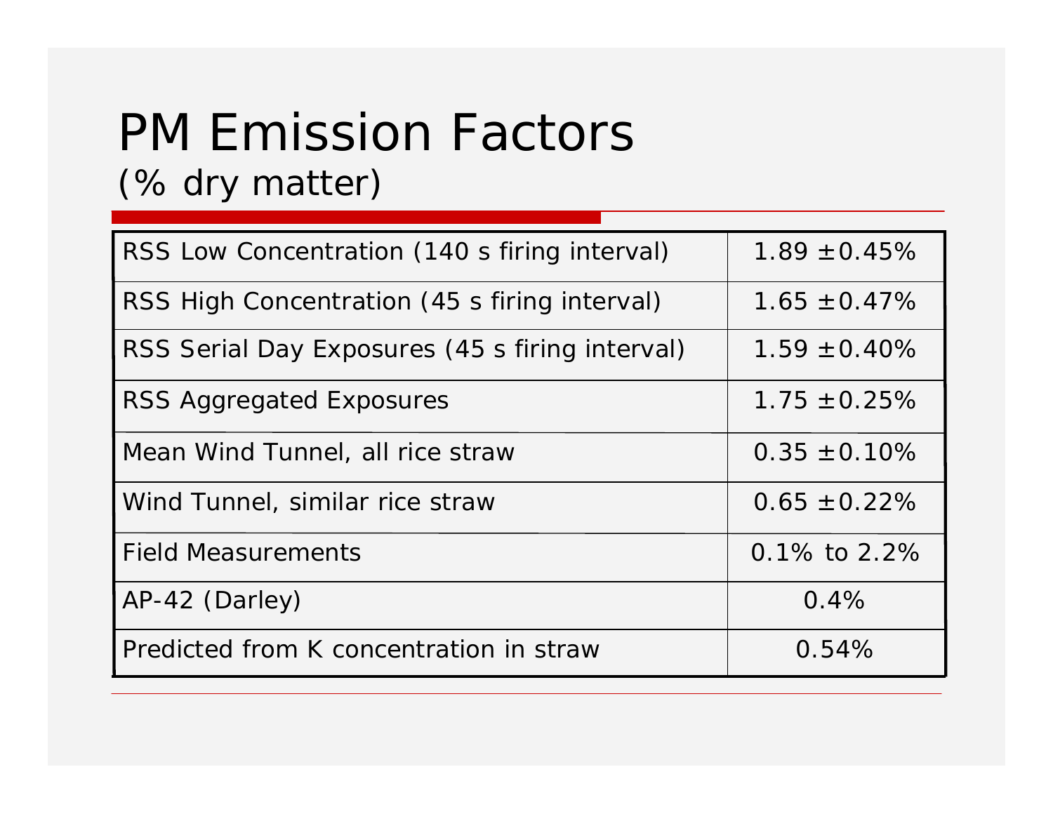# PM Emission Factors

(% dry matter)

| | |
|---|---|
| RSS Low Concentration (140 s firing interval) | 1.89 ±0.45% |
| RSS High Concentration (45 s firing interval) | 1.65 ±0.47% |
| RSS Serial Day Exposures (45 s firing interval) | 1.59 ±0.40% |
| RSS Aggregated Exposures | 1.75 ±0.25% |
| Mean Wind Tunnel, all rice straw | 0.35 ±0.10% |
| Wind Tunnel, similar rice straw | 0.65 ±0.22% |
| Field Measurements | 0.1% to 2.2% |
| AP-42 (Darley) | 0.4% |
| Predicted from K concentration in straw | 0.54% |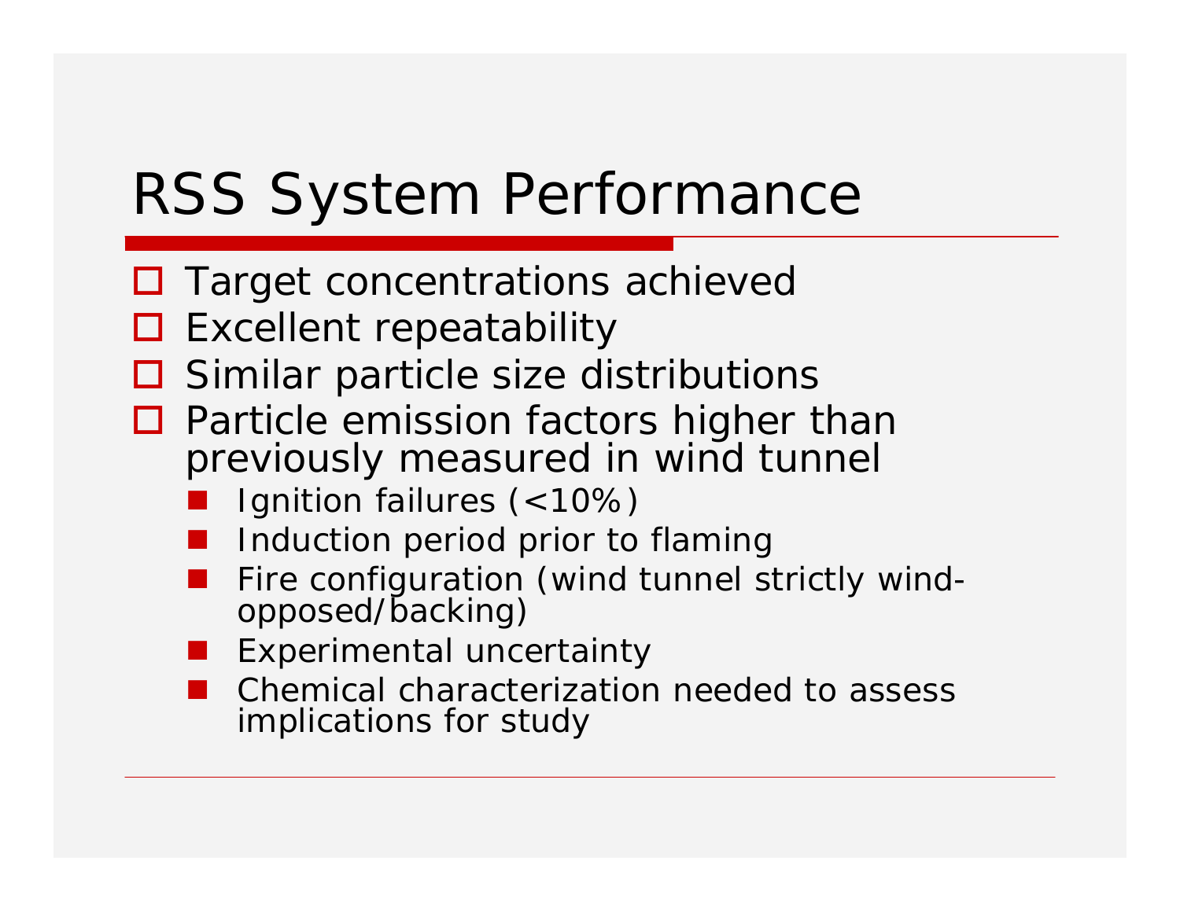# RSS System Performance

- Target concentrations achieved
- Excellent repeatability
- Similar particle size distributions
- Particle emission factors higher than previously measured in wind tunnel
  - Ignition failures (<10%)
  - Induction period prior to flaming
  - Fire configuration (wind tunnel strictly wind-opposed/backing)
  - Experimental uncertainty
  - Chemical characterization needed to assess implications for study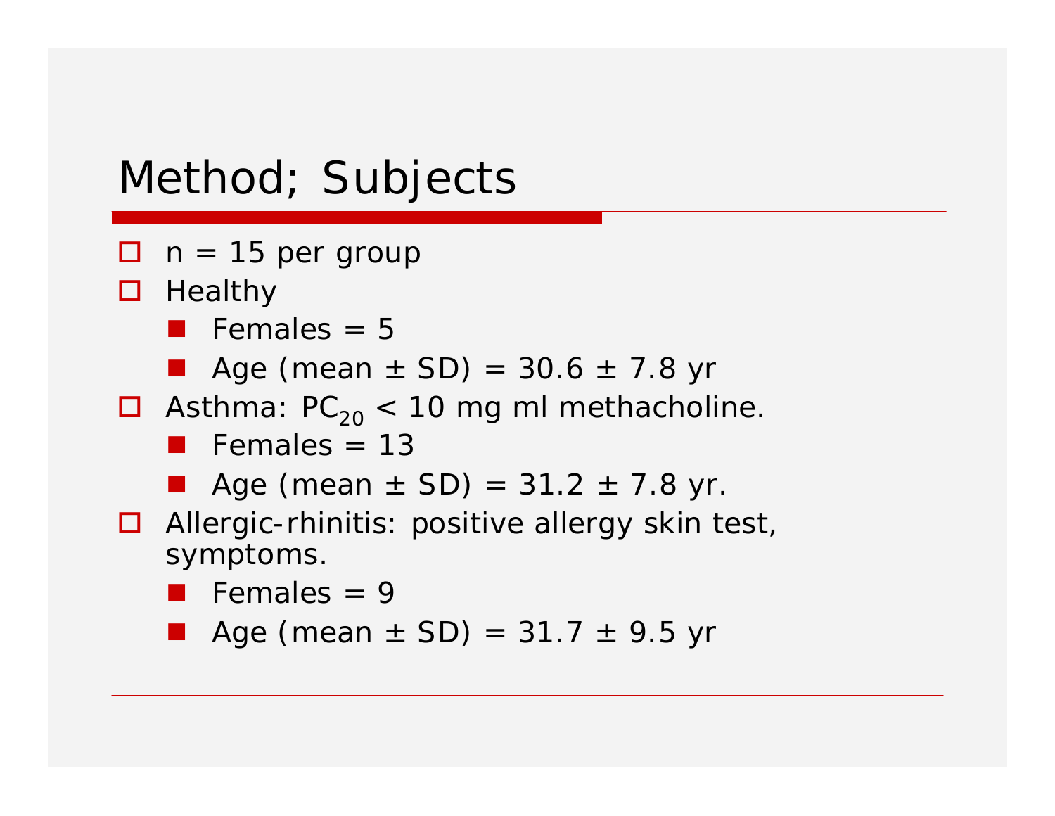# Method; Subjects

- n = 15 per group
- Healthy
  - Females = 5
  - Age (mean ± SD) = 30.6 ± 7.8 yr
- Asthma: $PC_{20}$ < 10 mg ml methacholine.
  - Females = 13
  - Age (mean ± SD) = 31.2 ± 7.8 yr.
- Allergic-rhinitis: positive allergy skin test, symptoms.
  - Females = 9
  - Age (mean ± SD) = 31.7 ± 9.5 yr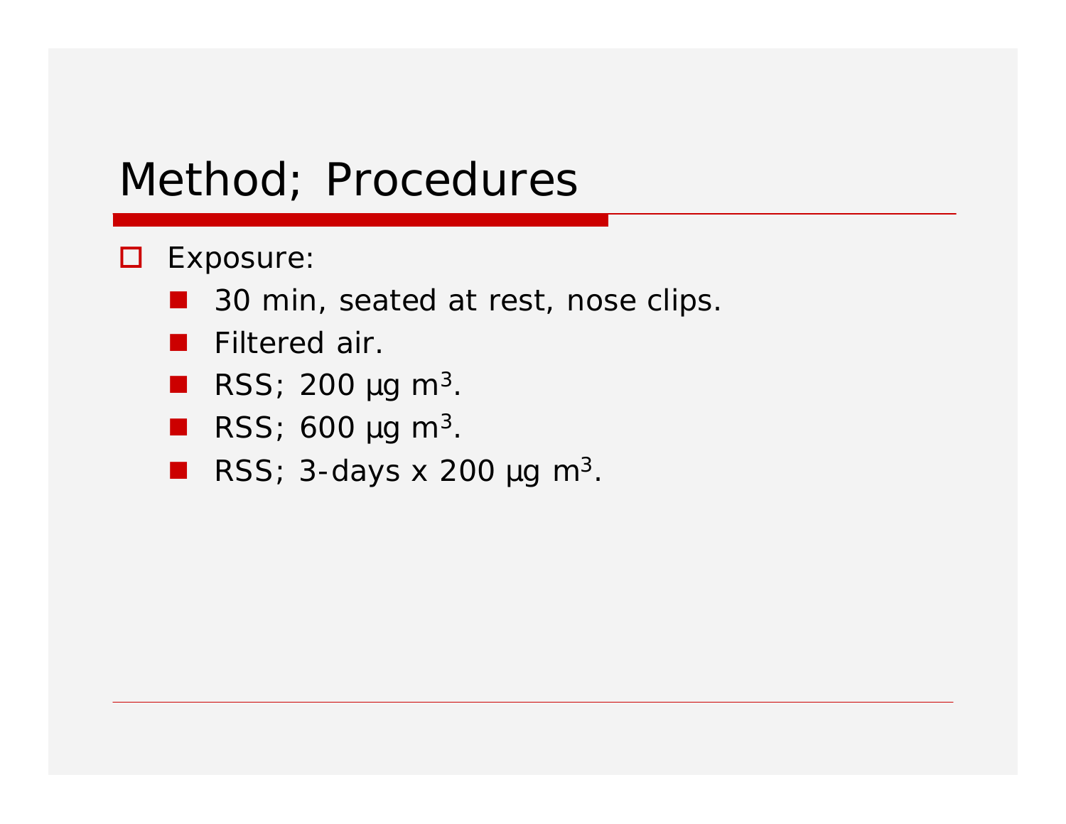# Method; Procedures

- Exposure:
  - 30 min, seated at rest, nose clips.
  - Filtered air.
  - RSS; 200 μg $m^3$.
  - RSS; 600 μg $m^3$.
  - RSS; 3-days x 200 μg $m^3$.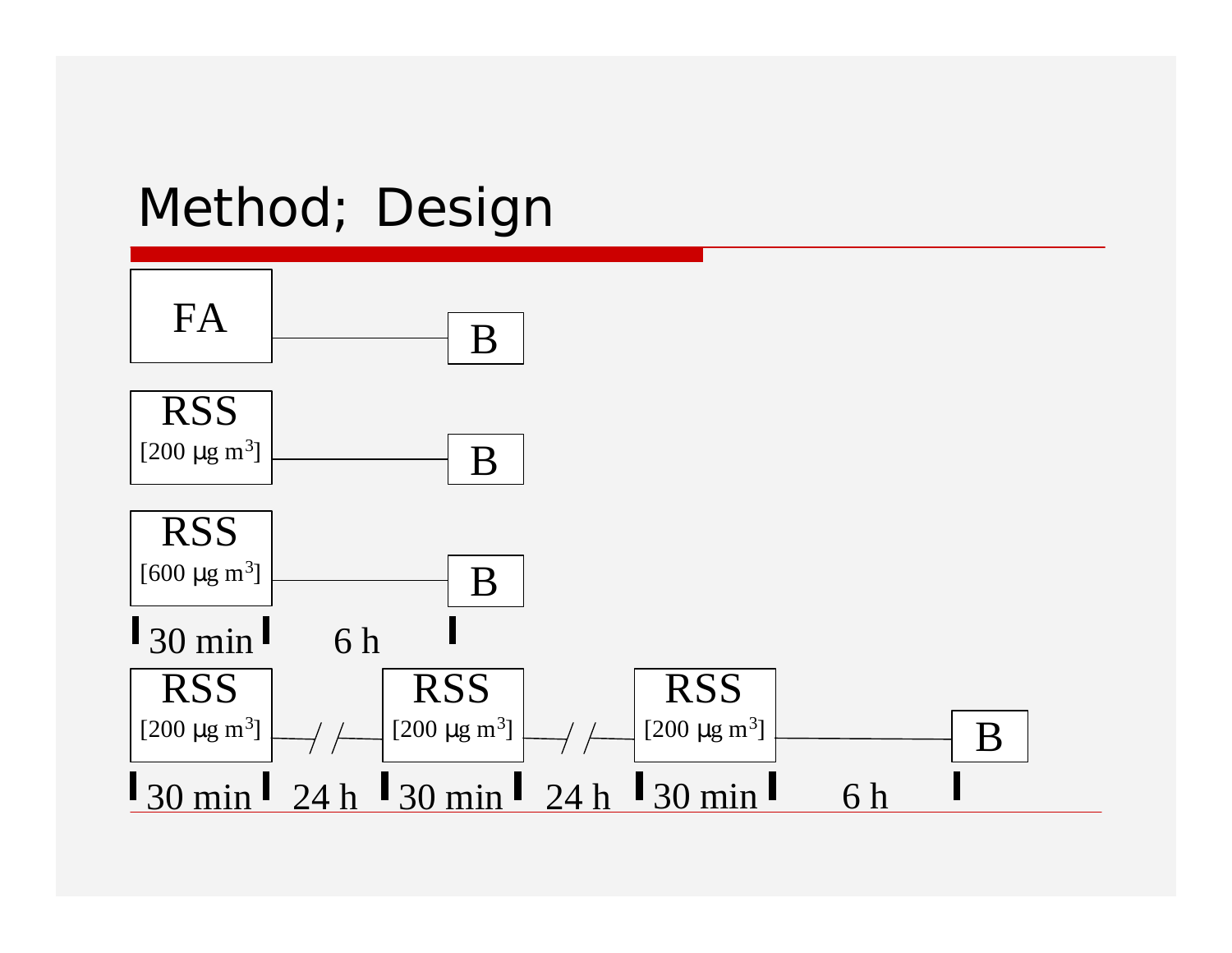# Method; Design

FA —————— B

RSS [200 µg m3] —————— B

RSS [600 µg m3] —————— B

| 30 min | 6 h |

RSS [200 µg m3] —//— RSS [200 µg m3] —//— RSS [200 µg m3] —————— B

| 30 min | 24 h | 30 min | 24 h | 30 min | 6 h |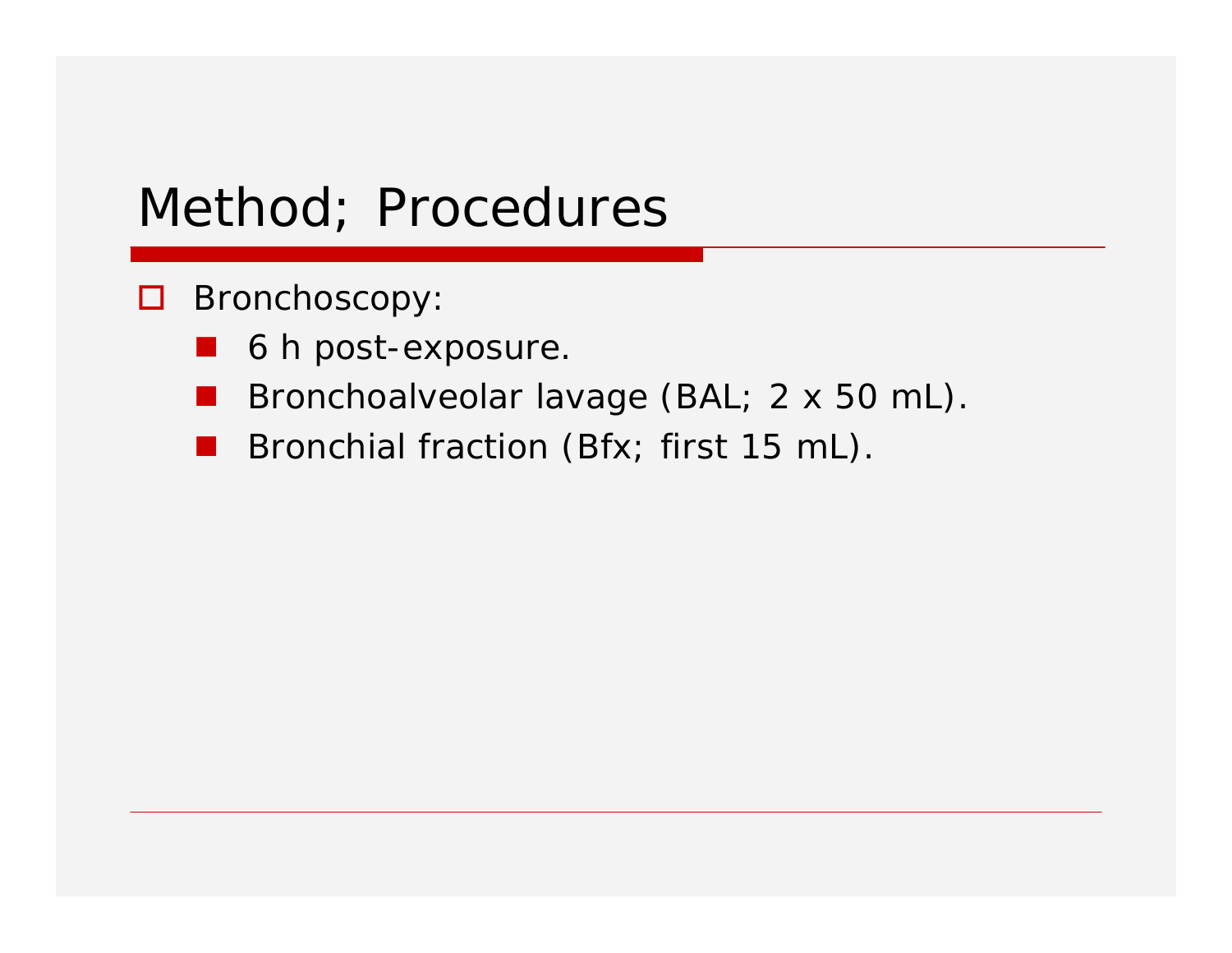# Method; Procedures

- Bronchoscopy:
  - 6 h post-exposure.
  - Bronchoalveolar lavage (BAL; 2 x 50 mL).
  - Bronchial fraction (Bfx; first 15 mL).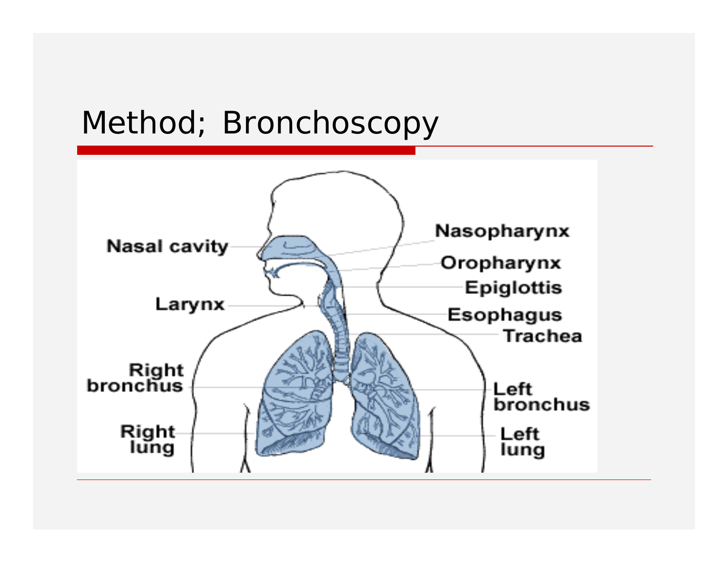# Method; Bronchoscopy

Nasal cavity

Larynx

Right bronchus

Right lung

Nasopharynx

Oropharynx

Epiglottis

Esophagus

Trachea

Left bronchus

Left lung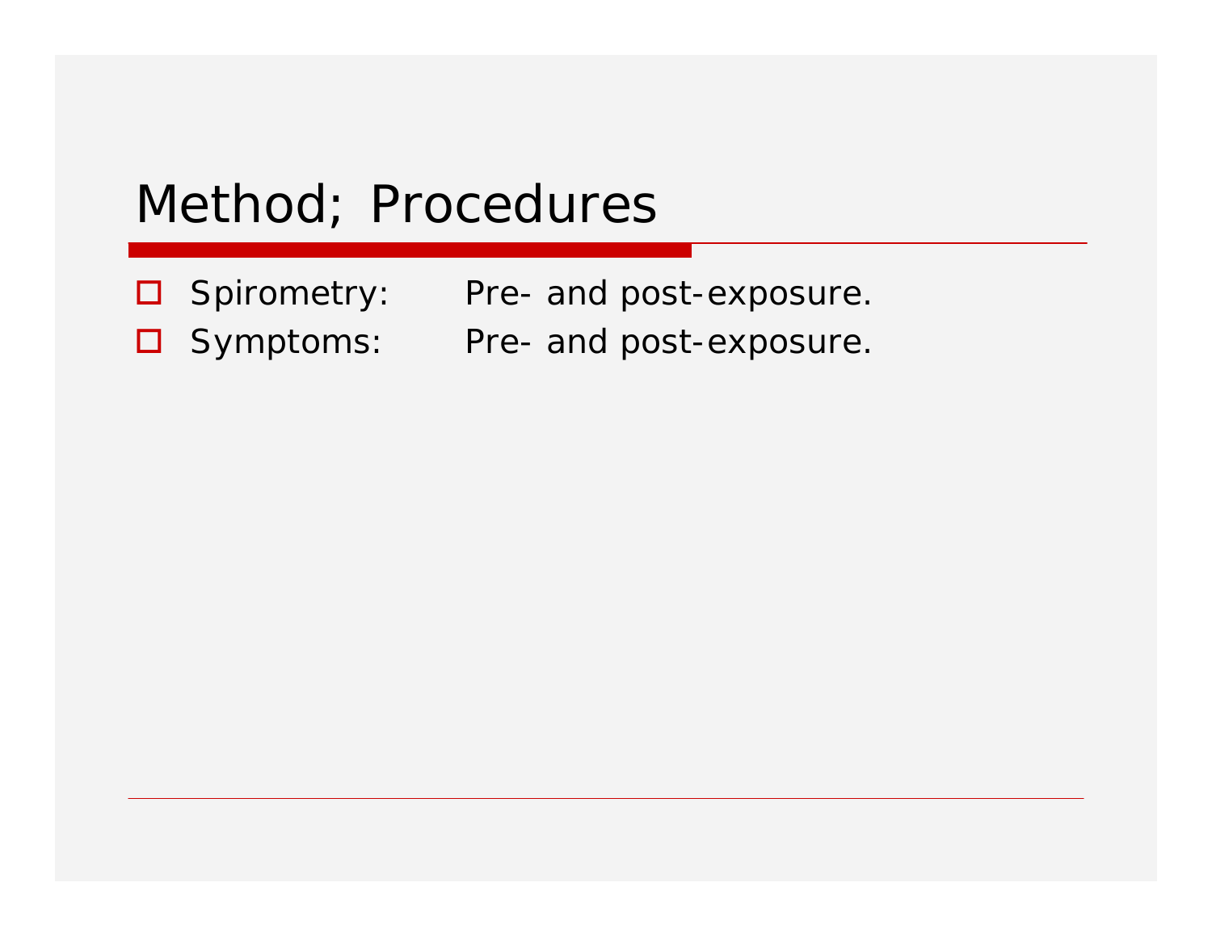# Method; Procedures

- Spirometry: Pre- and post-exposure.
- Symptoms: Pre- and post-exposure.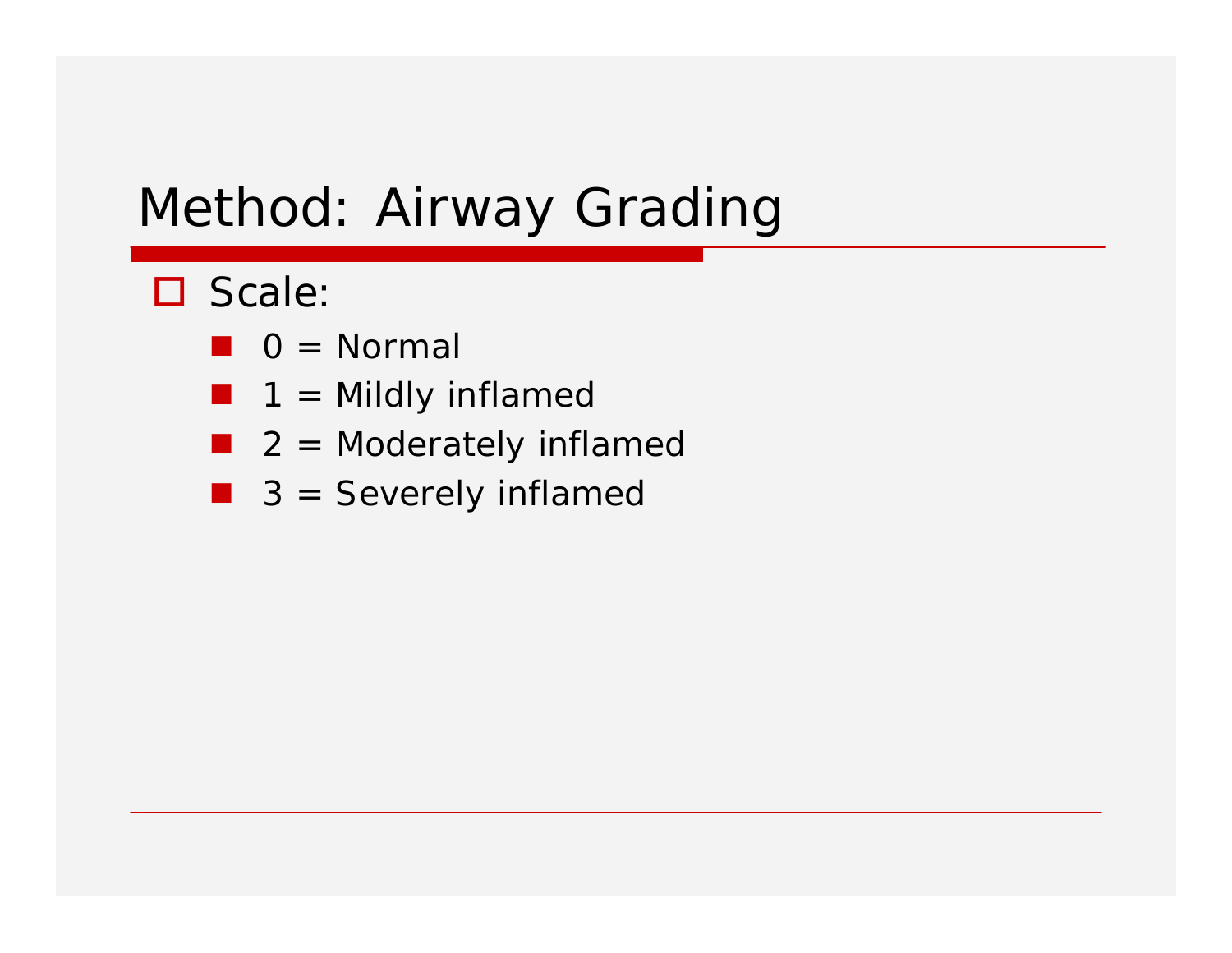# Method: Airway Grading

- Scale:
  - 0 = Normal
  - 1 = Mildly inflamed
  - 2 = Moderately inflamed
  - 3 = Severely inflamed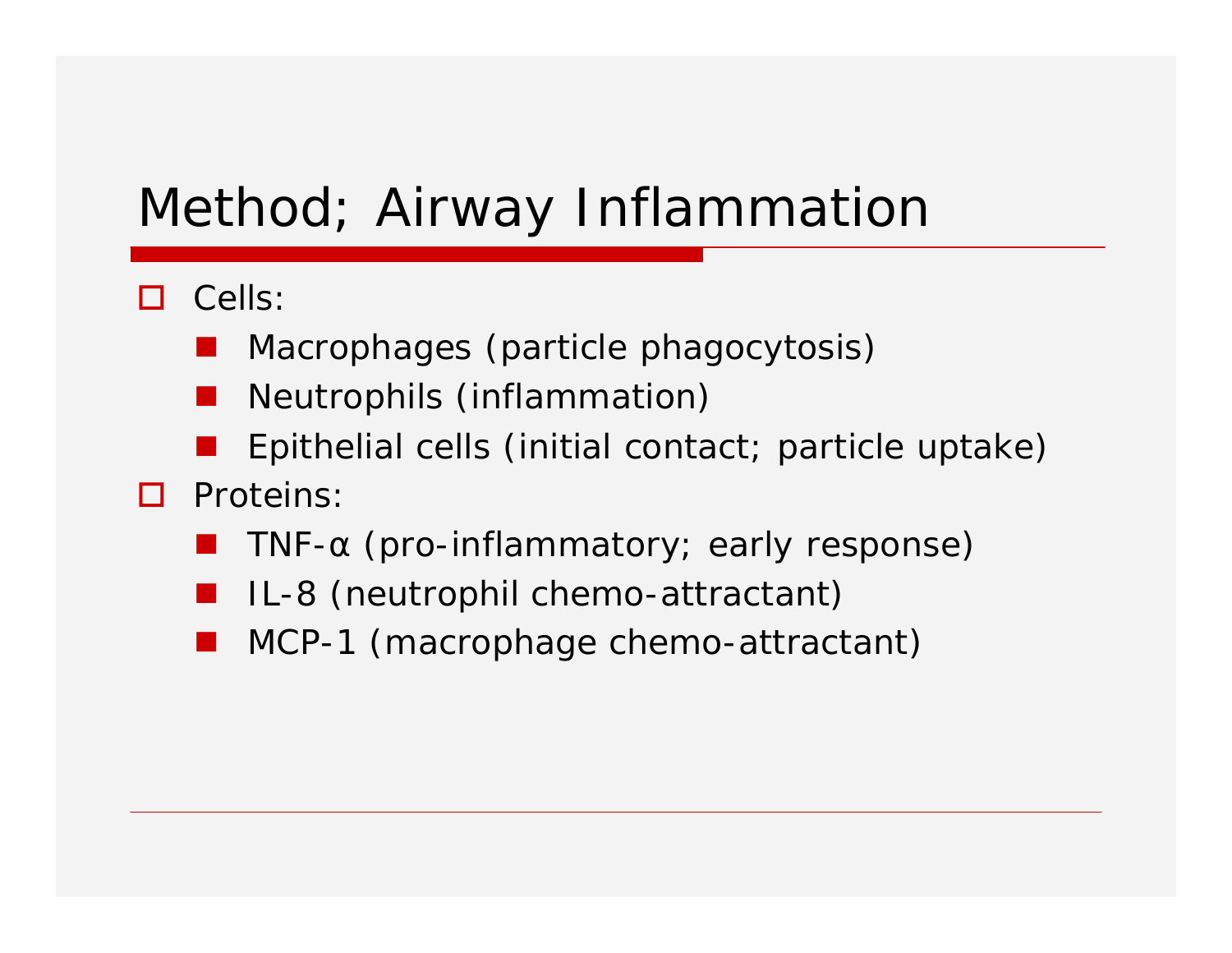# Method; Airway Inflammation

- Cells:
  - Macrophages (particle phagocytosis)
  - Neutrophils (inflammation)
  - Epithelial cells (initial contact; particle uptake)
- Proteins:
  - TNF-α (pro-inflammatory; early response)
  - IL-8 (neutrophil chemo-attractant)
  - MCP-1 (macrophage chemo-attractant)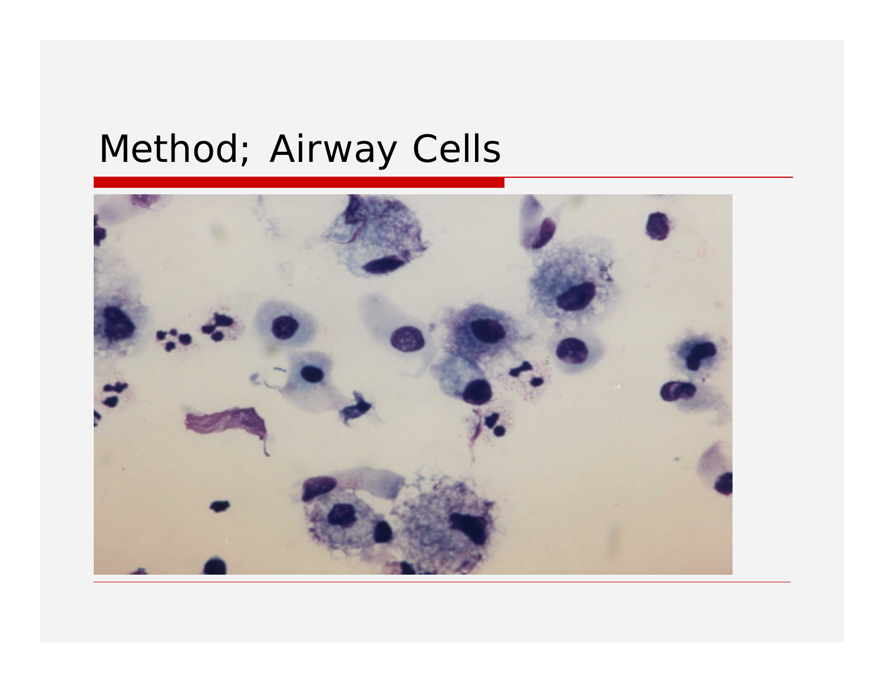# Method; Airway Cells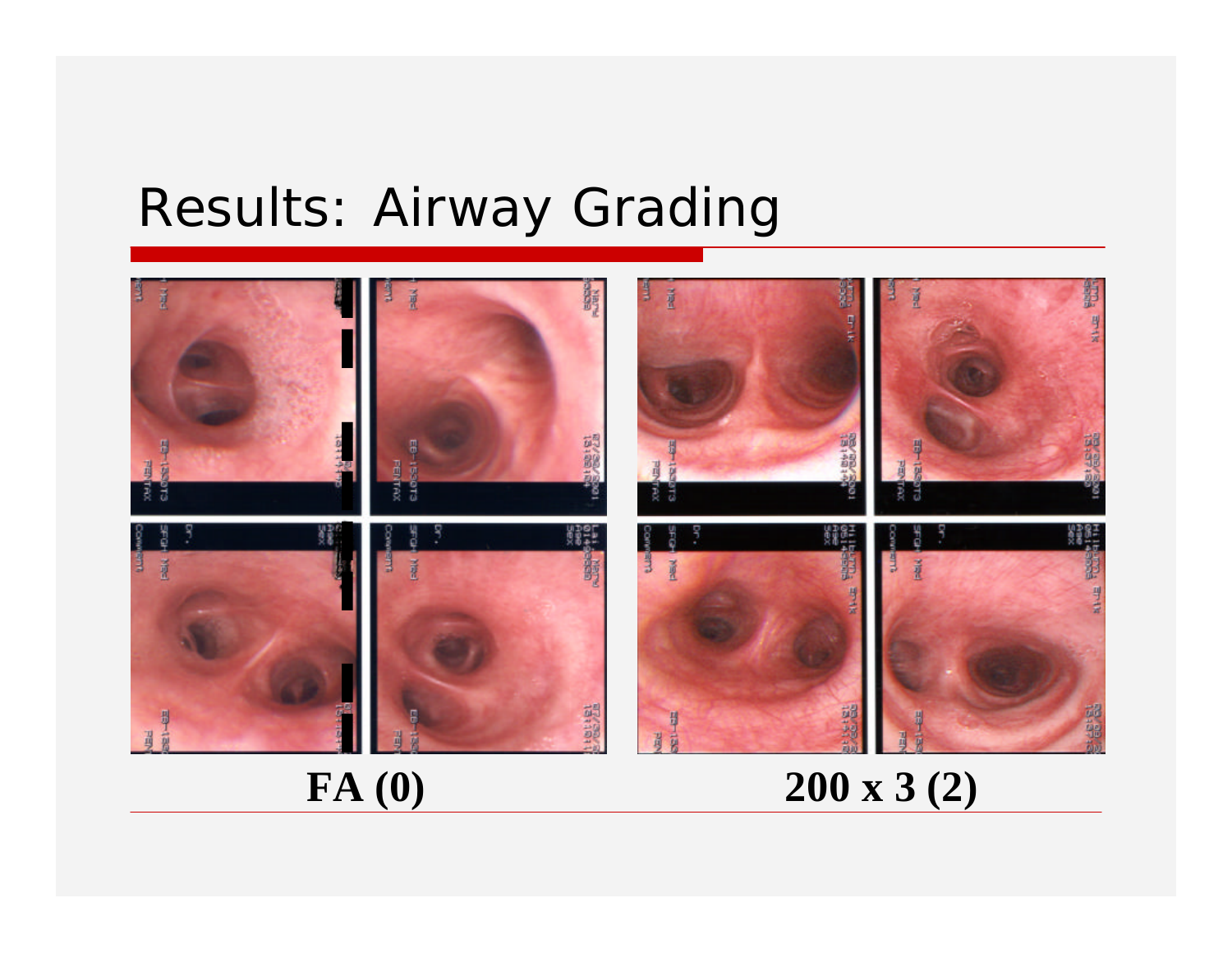# Results: Airway Grading

**FA (0)**

**200 x 3 (2)**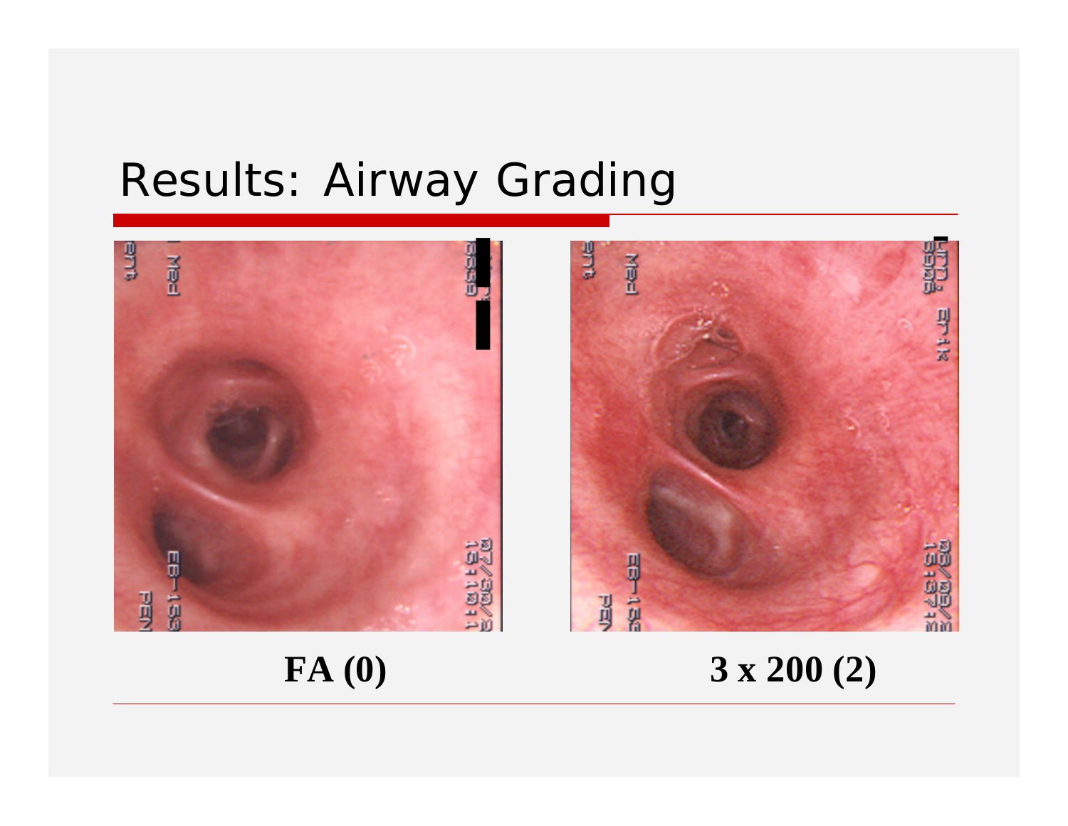# Results: Airway Grading

**FA (0)**

**3 x 200 (2)**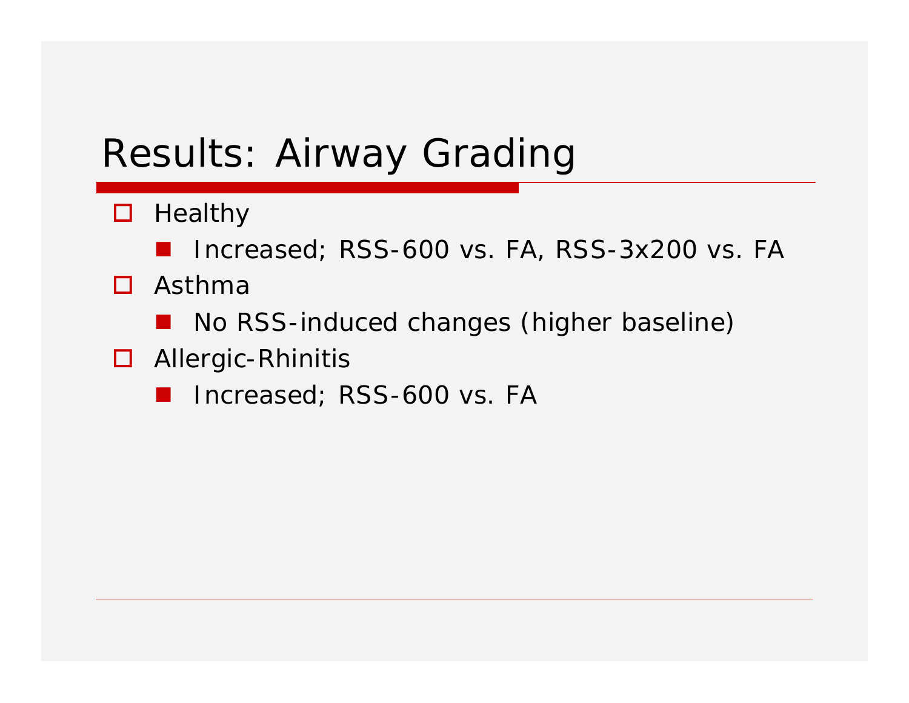# Results: Airway Grading

- Healthy
  - Increased; RSS-600 vs. FA, RSS-3x200 vs. FA
- Asthma
  - No RSS-induced changes (higher baseline)
- Allergic-Rhinitis
  - Increased; RSS-600 vs. FA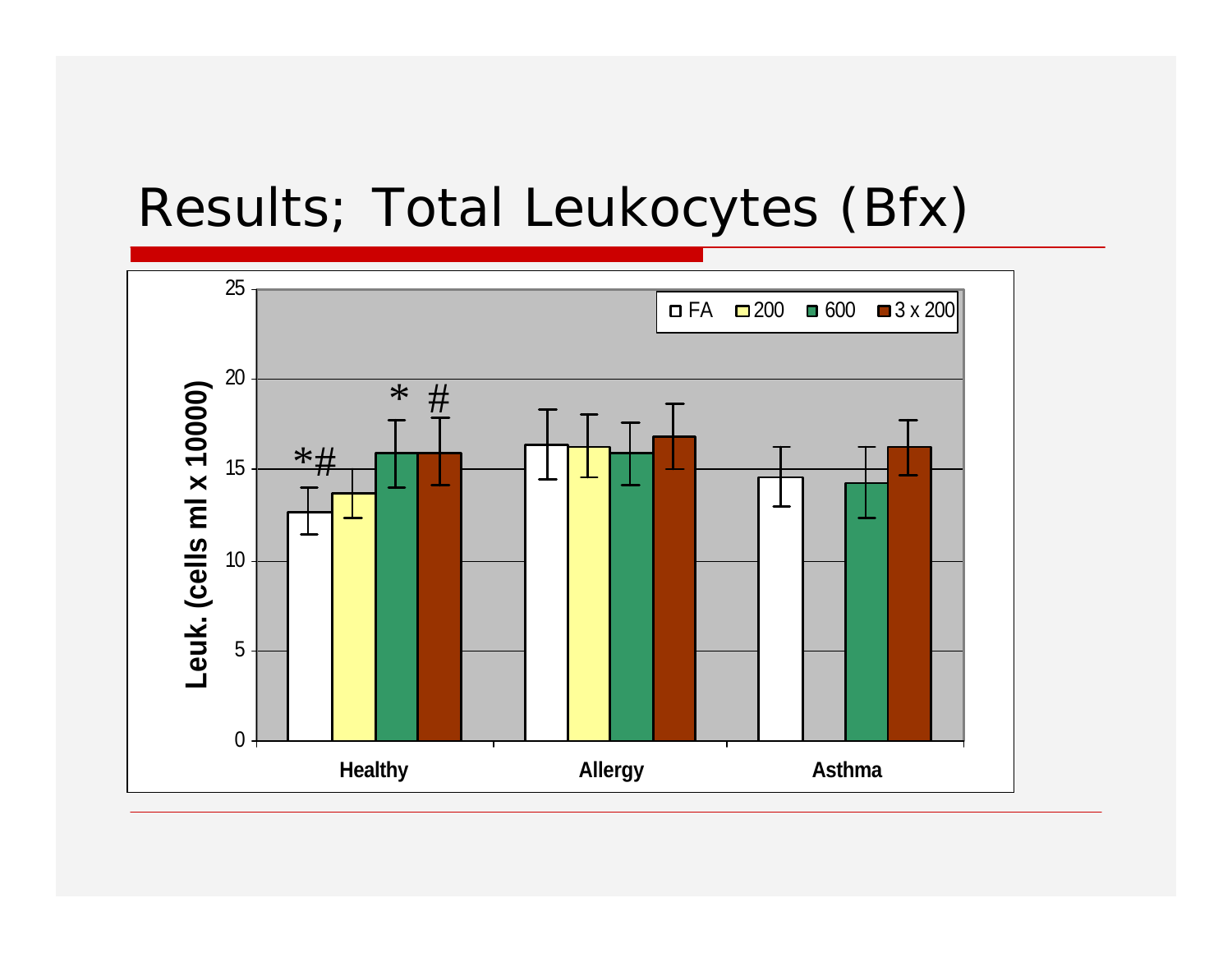# Results; Total Leukocytes (Bfx)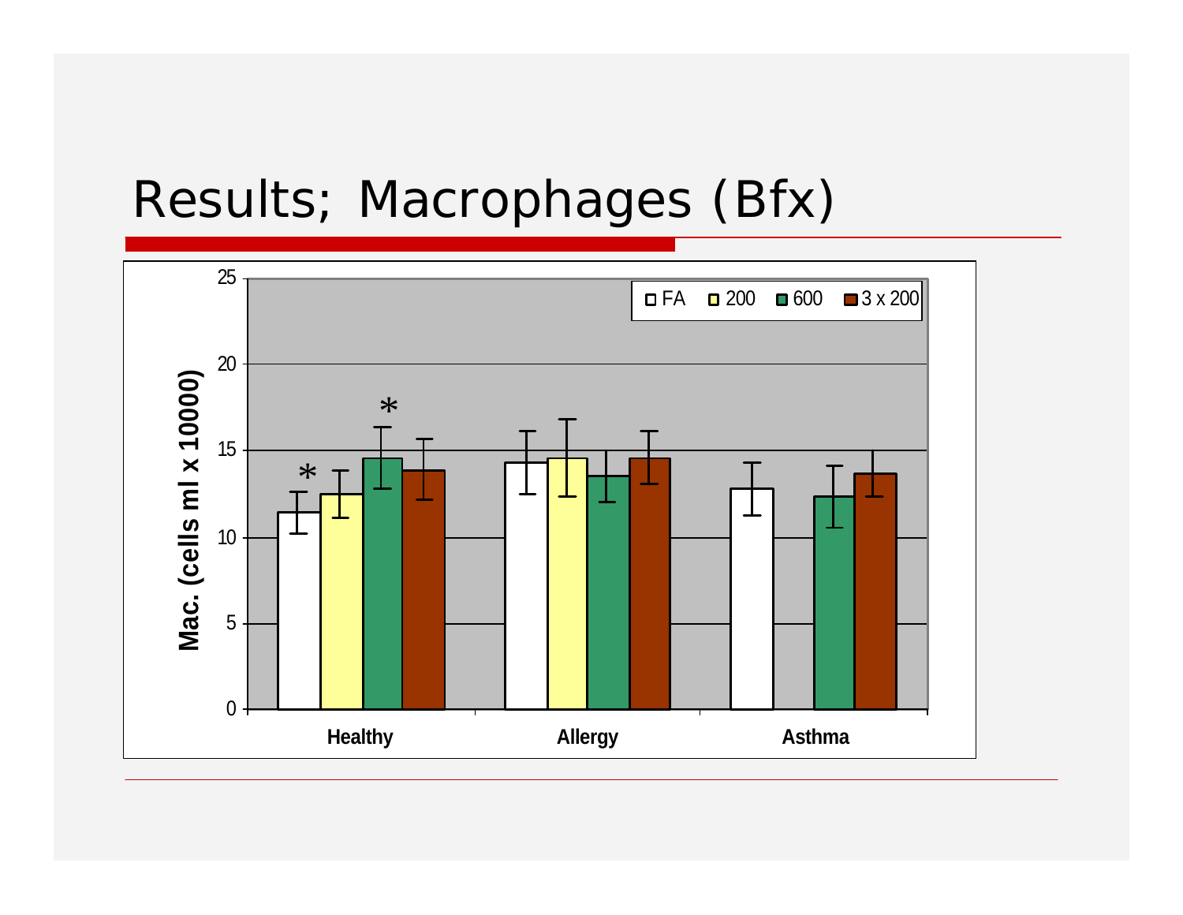# Results; Macrophages (Bfx)

Mac. (cells ml x 10000)

□ FA □ 200 ■ 600 ■ 3 x 200

Healthy Allergy Asthma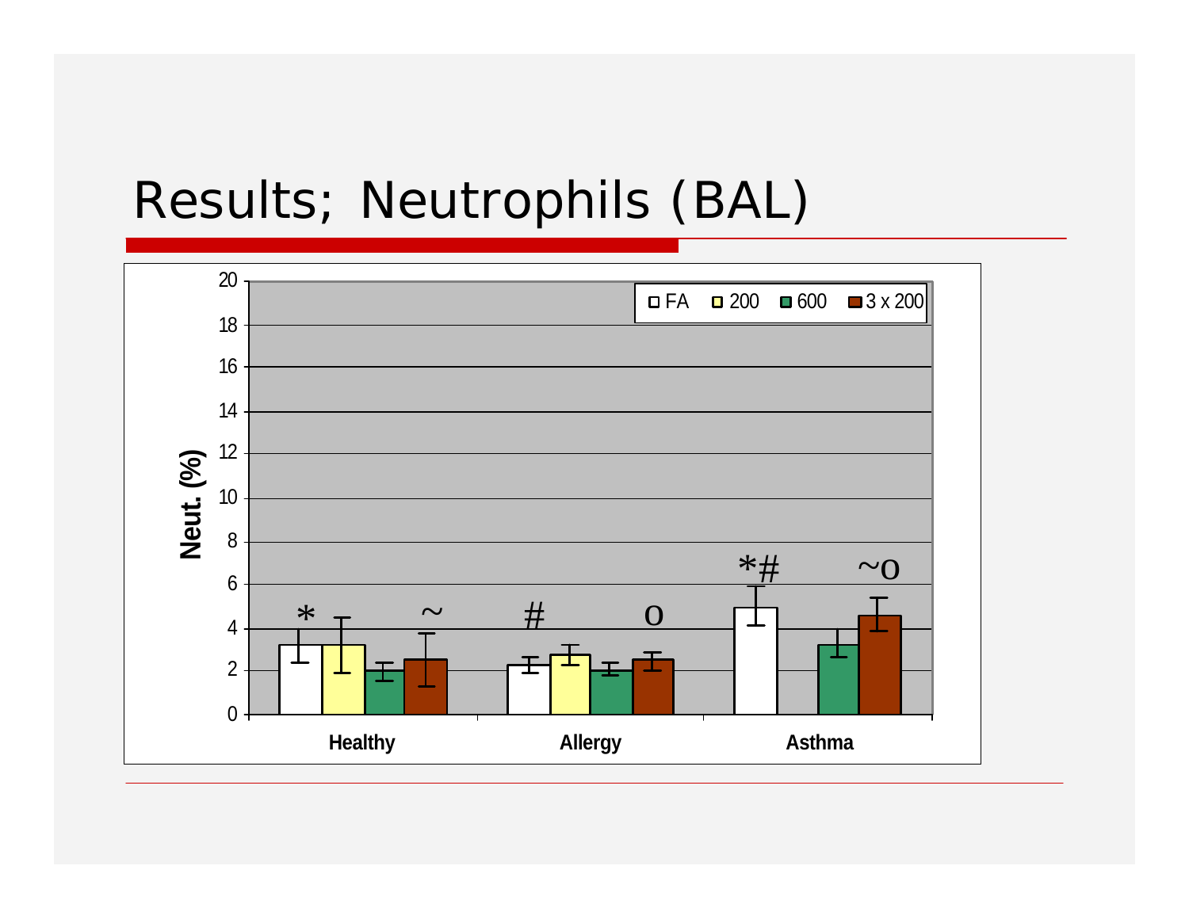# Results; Neutrophils (BAL)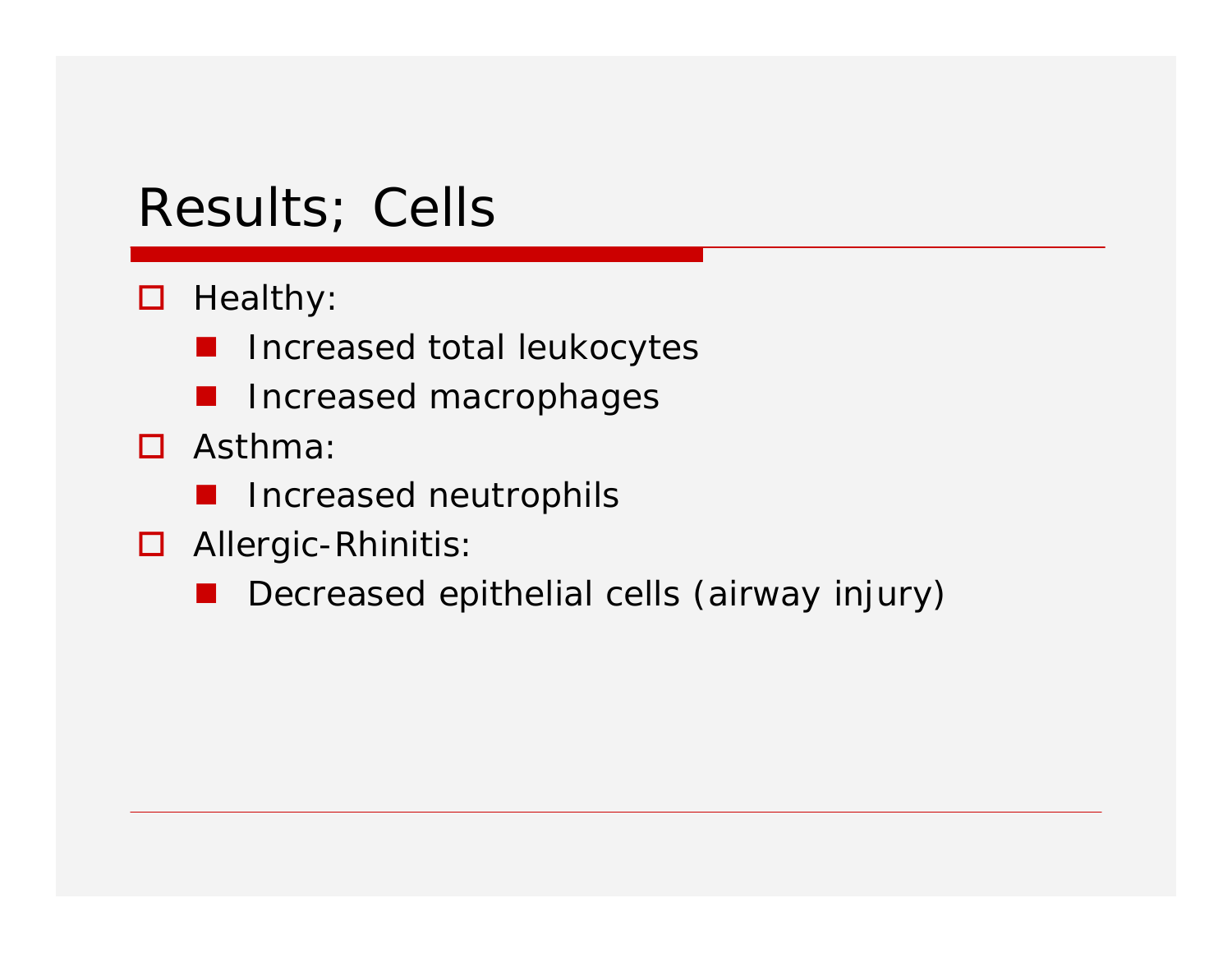# Results; Cells

- Healthy:
  - Increased total leukocytes
  - Increased macrophages
- Asthma:
  - Increased neutrophils
- Allergic-Rhinitis:
  - Decreased epithelial cells (airway injury)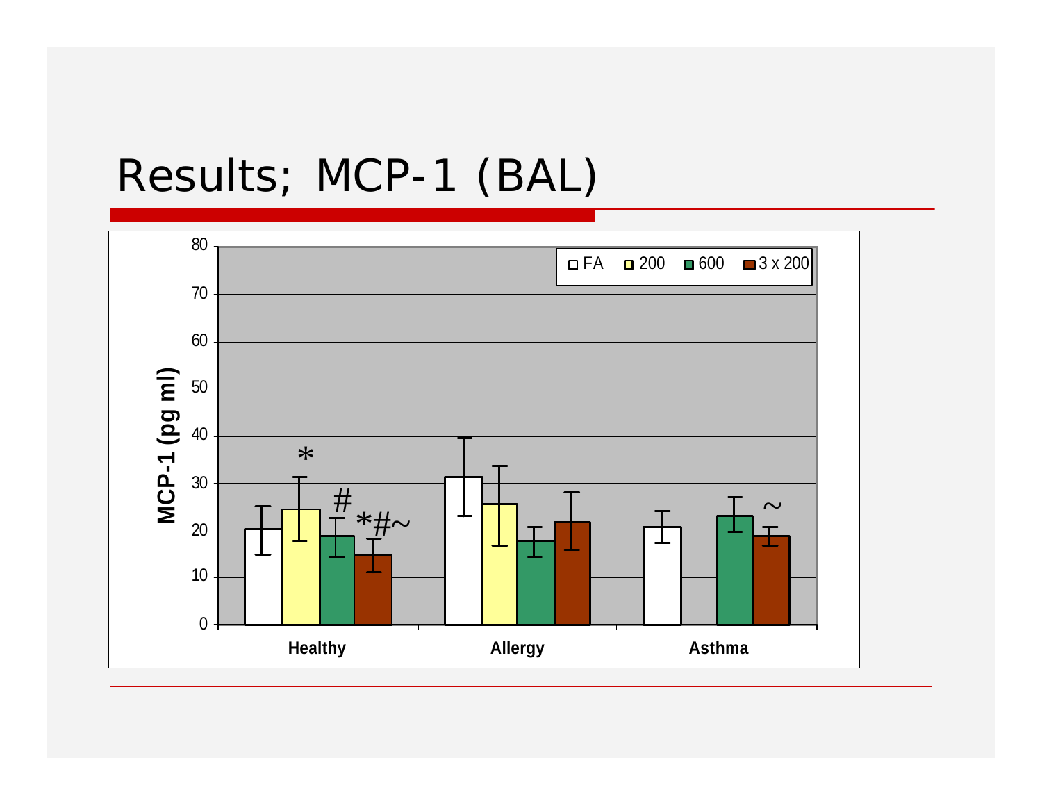# Results; MCP-1 (BAL)

MCP-1 (pg ml)

80
70
60
50
40
30
20
10
0

FA 200 600 3 x 200

*
#
*#~
~

Healthy Allergy Asthma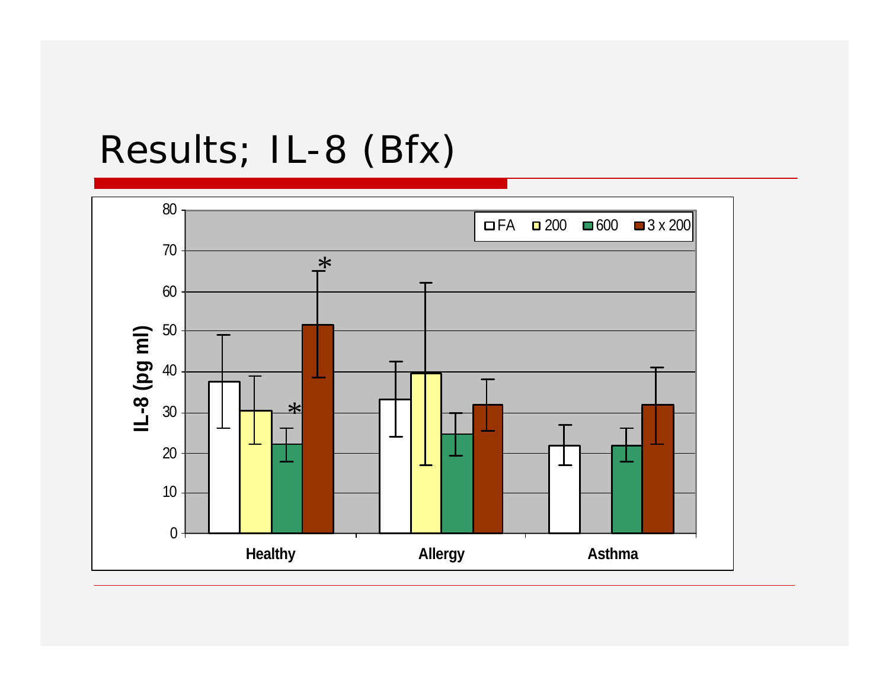# Results; IL-8 (Bfx)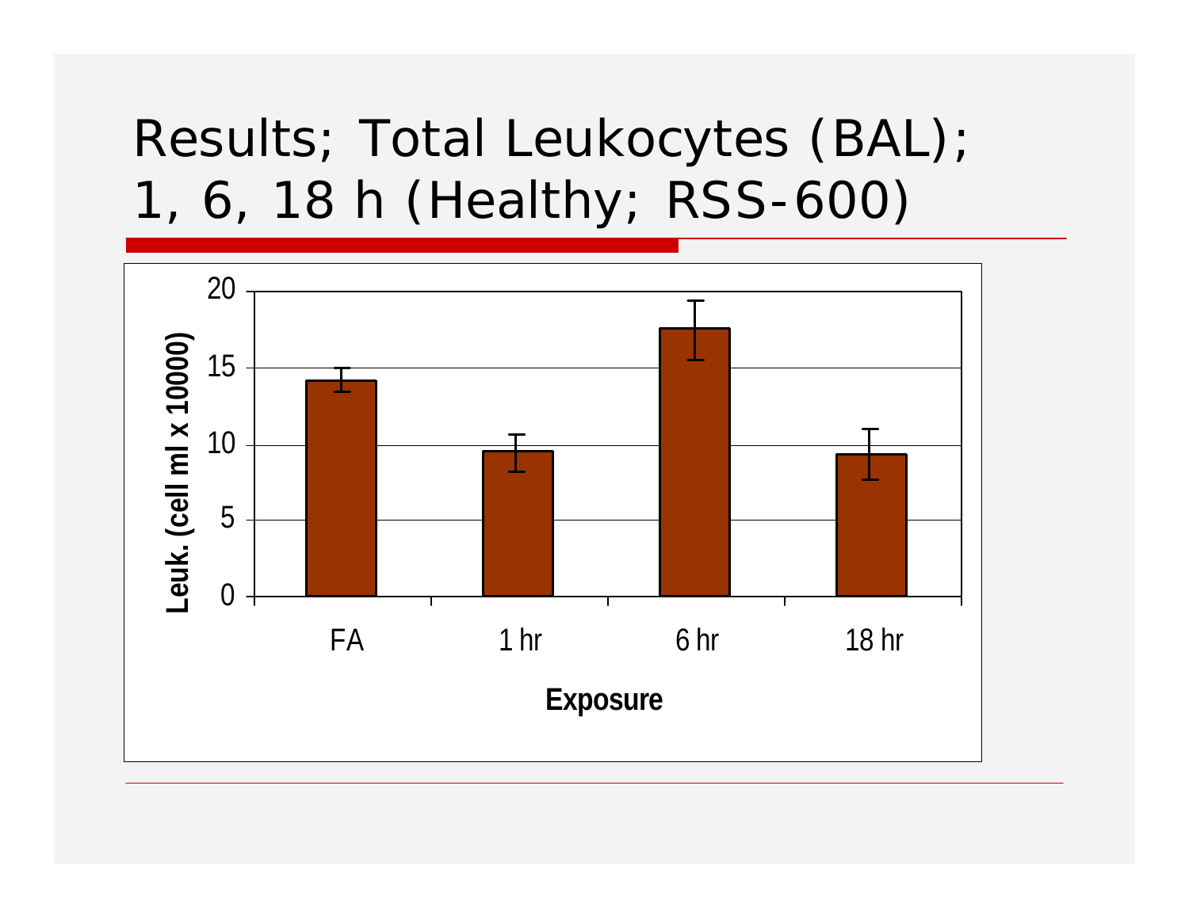# Results; Total Leukocytes (BAL); 1, 6, 18 h (Healthy; RSS-600)

Leuk. (cell ml x 10000)

20

15

10

5

0

FA

1 hr

6 hr

18 hr

Exposure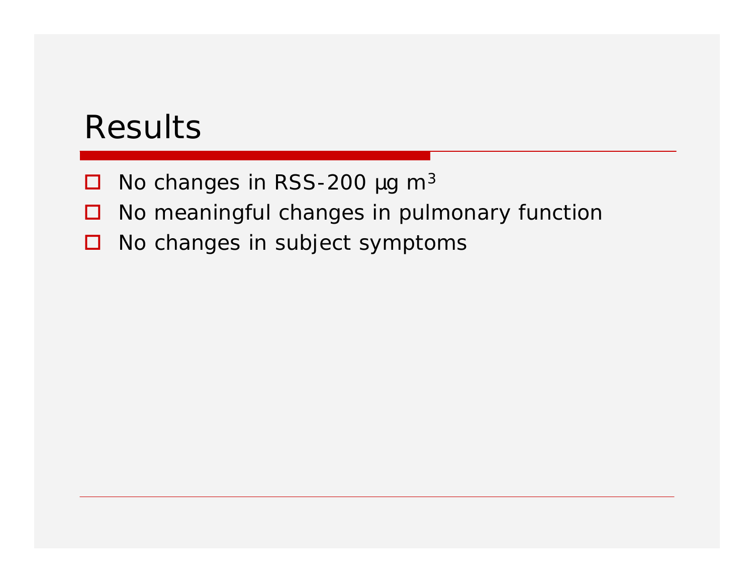# Results

- No changes in RSS-200 µg $m^3$
- No meaningful changes in pulmonary function
- No changes in subject symptoms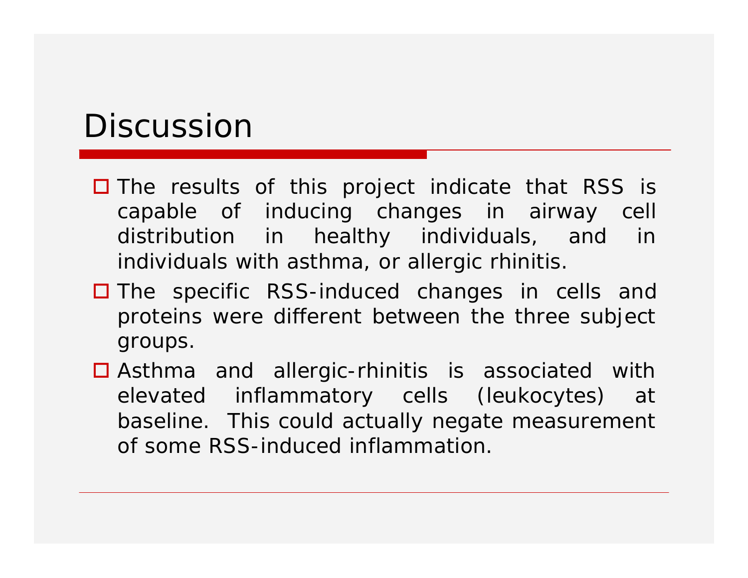# Discussion

- The results of this project indicate that RSS is capable of inducing changes in airway cell distribution in healthy individuals, and in individuals with asthma, or allergic rhinitis.
- The specific RSS-induced changes in cells and proteins were different between the three subject groups.
- Asthma and allergic-rhinitis is associated with elevated inflammatory cells (leukocytes) at baseline. This could actually negate measurement of some RSS-induced inflammation.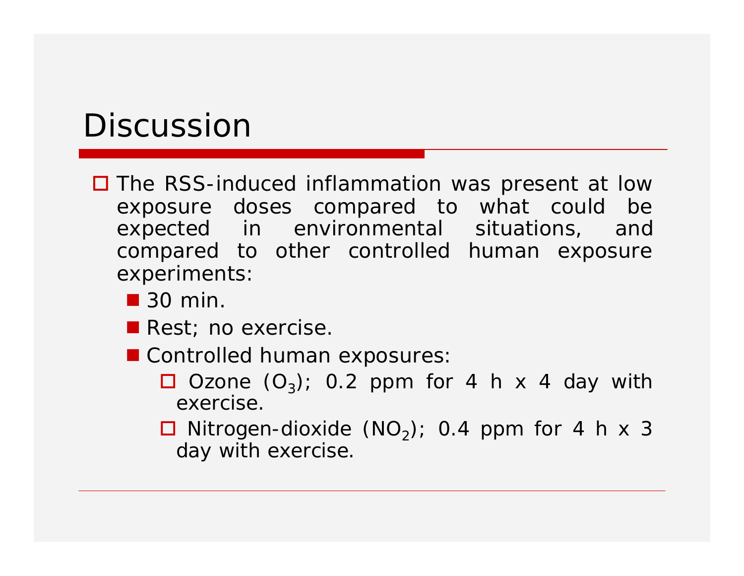# Discussion

- The RSS-induced inflammation was present at low exposure doses compared to what could be expected in environmental situations, and compared to other controlled human exposure experiments:
  - 30 min.
  - Rest; no exercise.
  - Controlled human exposures:
    - Ozone ($O_3$); 0.2 ppm for 4 h x 4 day with exercise.
    - Nitrogen-dioxide ($NO_2$); 0.4 ppm for 4 h x 3 day with exercise.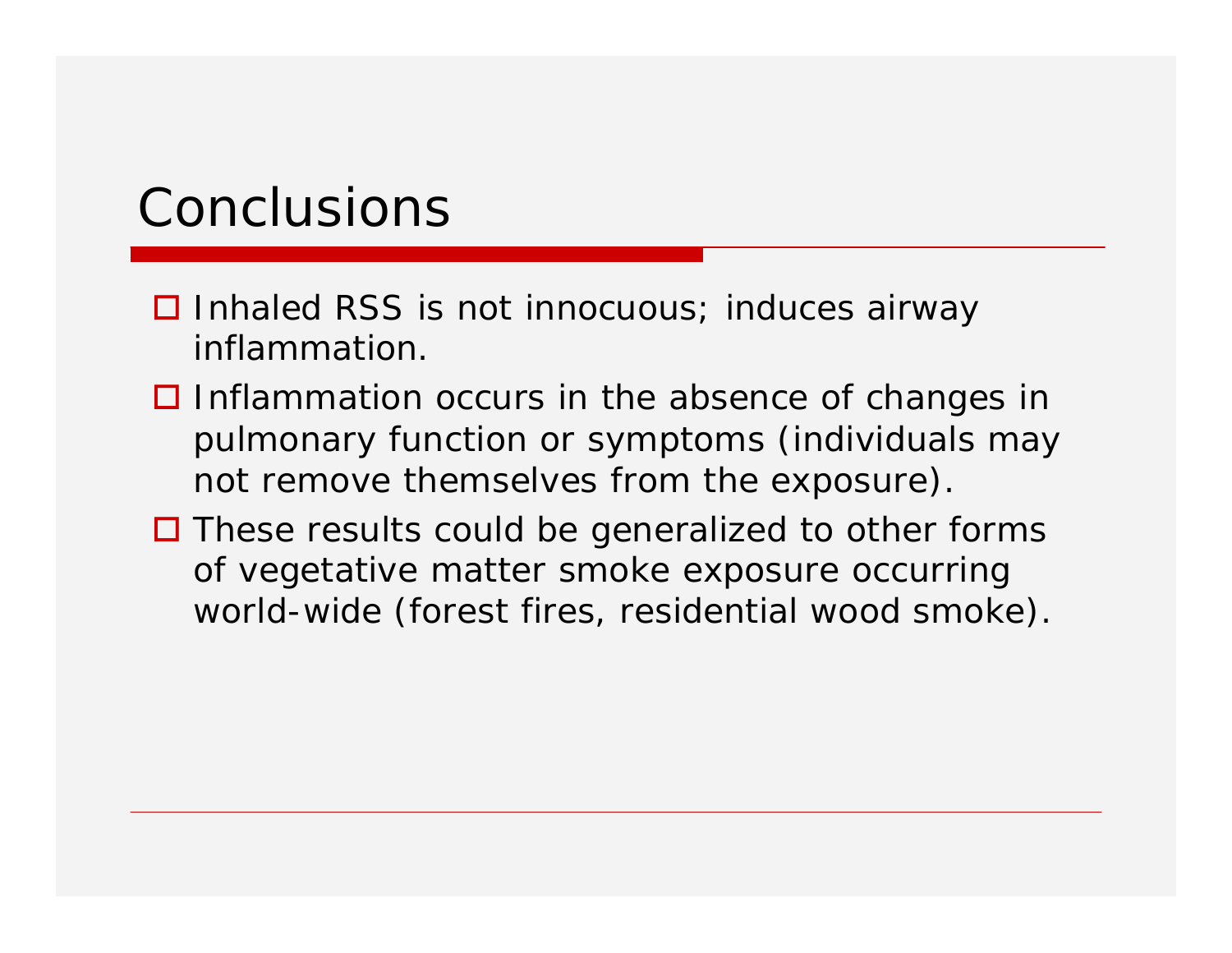# Conclusions

- Inhaled RSS is not innocuous; induces airway inflammation.
- Inflammation occurs in the absence of changes in pulmonary function or symptoms (individuals may not remove themselves from the exposure).
- These results could be generalized to other forms of vegetative matter smoke exposure occurring world-wide (forest fires, residential wood smoke).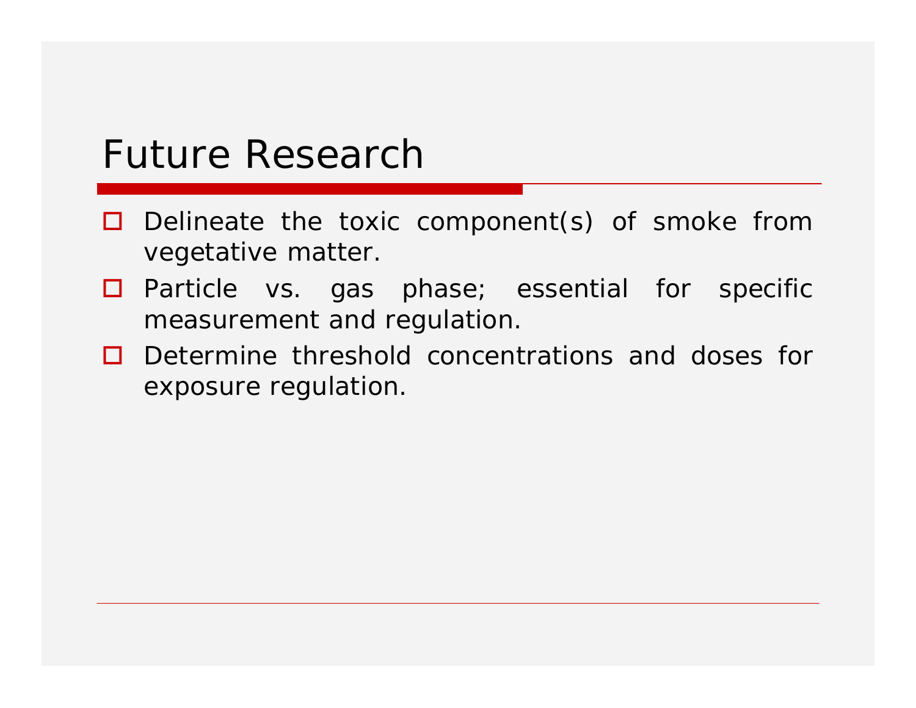# Future Research

- Delineate the toxic component(s) of smoke from vegetative matter.
- Particle vs. gas phase; essential for specific measurement and regulation.
- Determine threshold concentrations and doses for exposure regulation.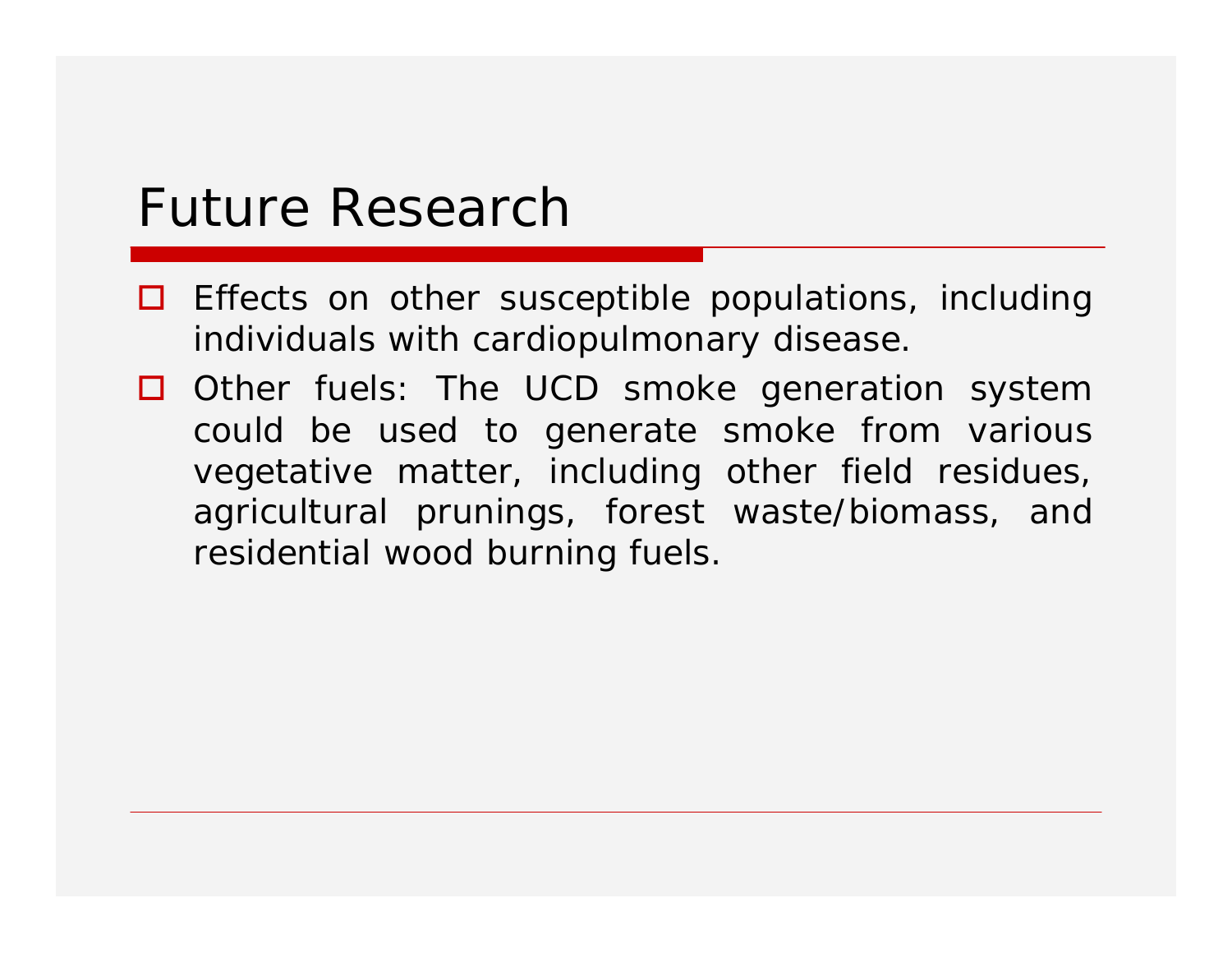# Future Research

- Effects on other susceptible populations, including individuals with cardiopulmonary disease.
- Other fuels: The UCD smoke generation system could be used to generate smoke from various vegetative matter, including other field residues, agricultural prunings, forest waste/biomass, and residential wood burning fuels.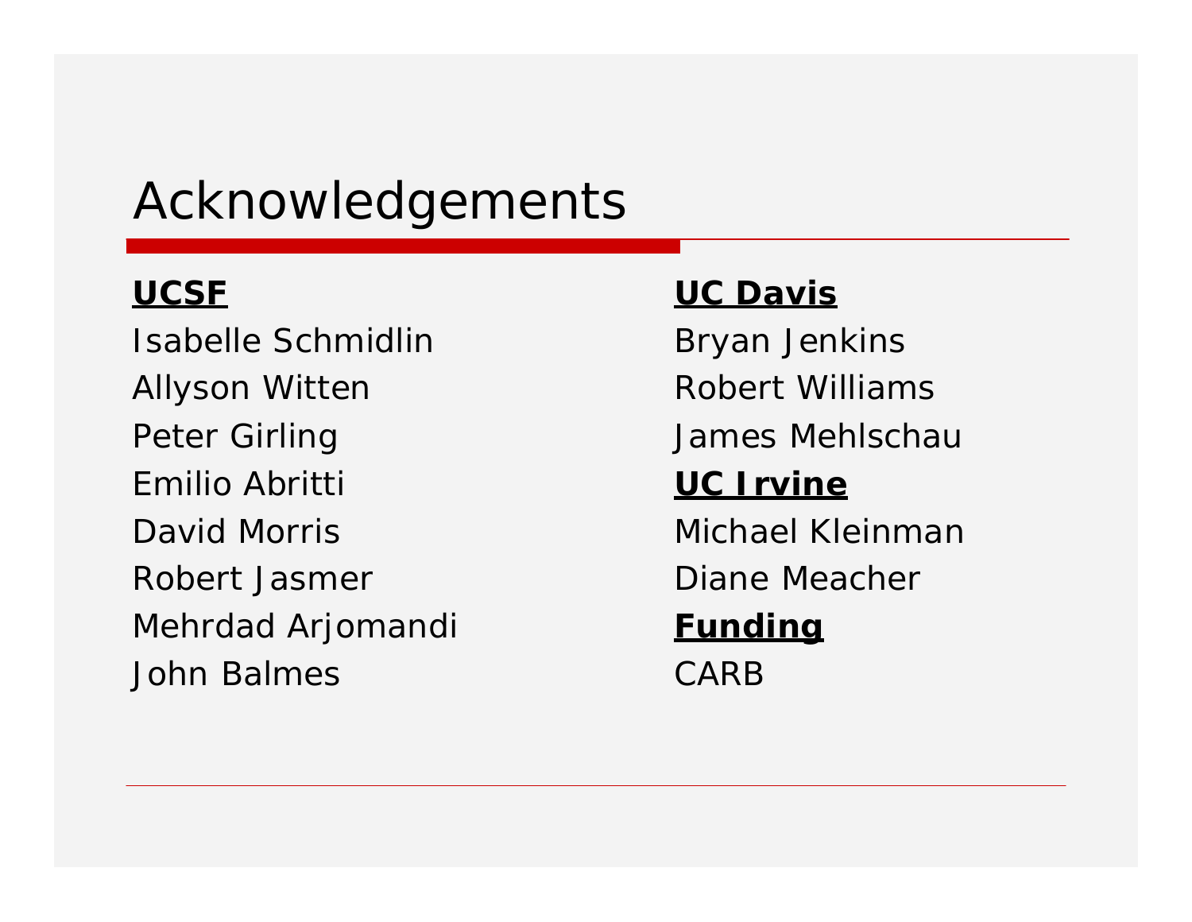# Acknowledgements

**UCSF**

Isabelle Schmidlin
Allyson Witten
Peter Girling
Emilio Abritti
David Morris
Robert Jasmer
Mehrdad Arjomandi
John Balmes

**UC Davis**

Bryan Jenkins
Robert Williams
James Mehlschau

**UC Irvine**

Michael Kleinman
Diane Meacher

**Funding**

CARB